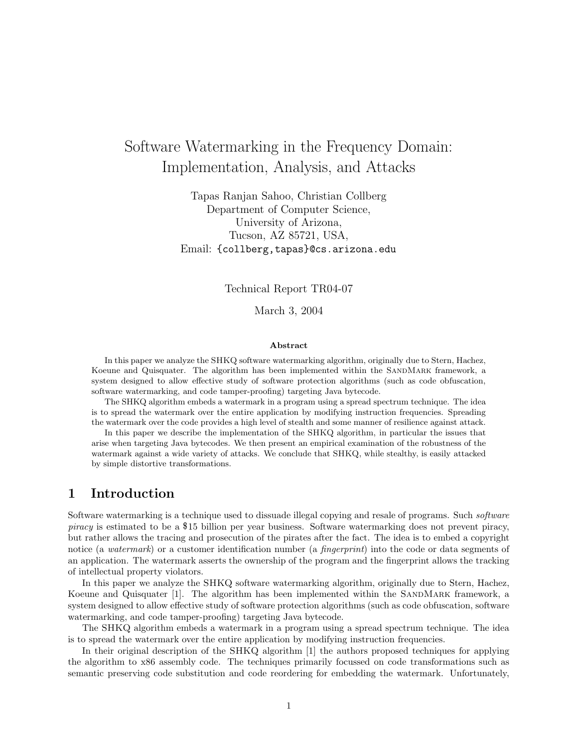# Software Watermarking in the Frequency Domain: Implementation, Analysis, and Attacks

Tapas Ranjan Sahoo, Christian Collberg
Department of Computer Science,
University of Arizona,
Tucson, AZ 85721, USA,
Email: {collberg,tapas}@cs.arizona.edu

Technical Report TR04-07

March 3, 2004

### Abstract

In this paper we analyze the SHKQ software watermarking algorithm, originally due to Stern, Hachez, Koeune and Quisquater. The algorithm has been implemented within the SandMark framework, a system designed to allow effective study of software protection algorithms (such as code obfuscation, software watermarking, and code tamper-proofing) targeting Java bytecode.

The SHKQ algorithm embeds a watermark in a program using a spread spectrum technique. The idea is to spread the watermark over the entire application by modifying instruction frequencies. Spreading the watermark over the code provides a high level of stealth and some manner of resilience against attack.

In this paper we describe the implementation of the SHKQ algorithm, in particular the issues that arise when targeting Java bytecodes. We then present an empirical examination of the robustness of the watermark against a wide variety of attacks. We conclude that SHKQ, while stealthy, is easily attacked by simple distortive transformations.

## 1 Introduction

Software watermarking is a technique used to dissuade illegal copying and resale of programs. Such *software piracy* is estimated to be a $15 billion per year business. Software watermarking does not prevent piracy, but rather allows the tracing and prosecution of the pirates after the fact. The idea is to embed a copyright notice (a *watermark*) or a customer identification number (a *fingerprint*) into the code or data segments of an application. The watermark asserts the ownership of the program and the fingerprint allows the tracking of intellectual property violators.

In this paper we analyze the SHKQ software watermarking algorithm, originally due to Stern, Hachez, Koeune and Quisquater [1]. The algorithm has been implemented within the SandMark framework, a system designed to allow effective study of software protection algorithms (such as code obfuscation, software watermarking, and code tamper-proofing) targeting Java bytecode.

The SHKQ algorithm embeds a watermark in a program using a spread spectrum technique. The idea is to spread the watermark over the entire application by modifying instruction frequencies.

In their original description of the SHKQ algorithm [1] the authors proposed techniques for applying the algorithm to x86 assembly code. The techniques primarily focussed on code transformations such as semantic preserving code substitution and code reordering for embedding the watermark. Unfortunately,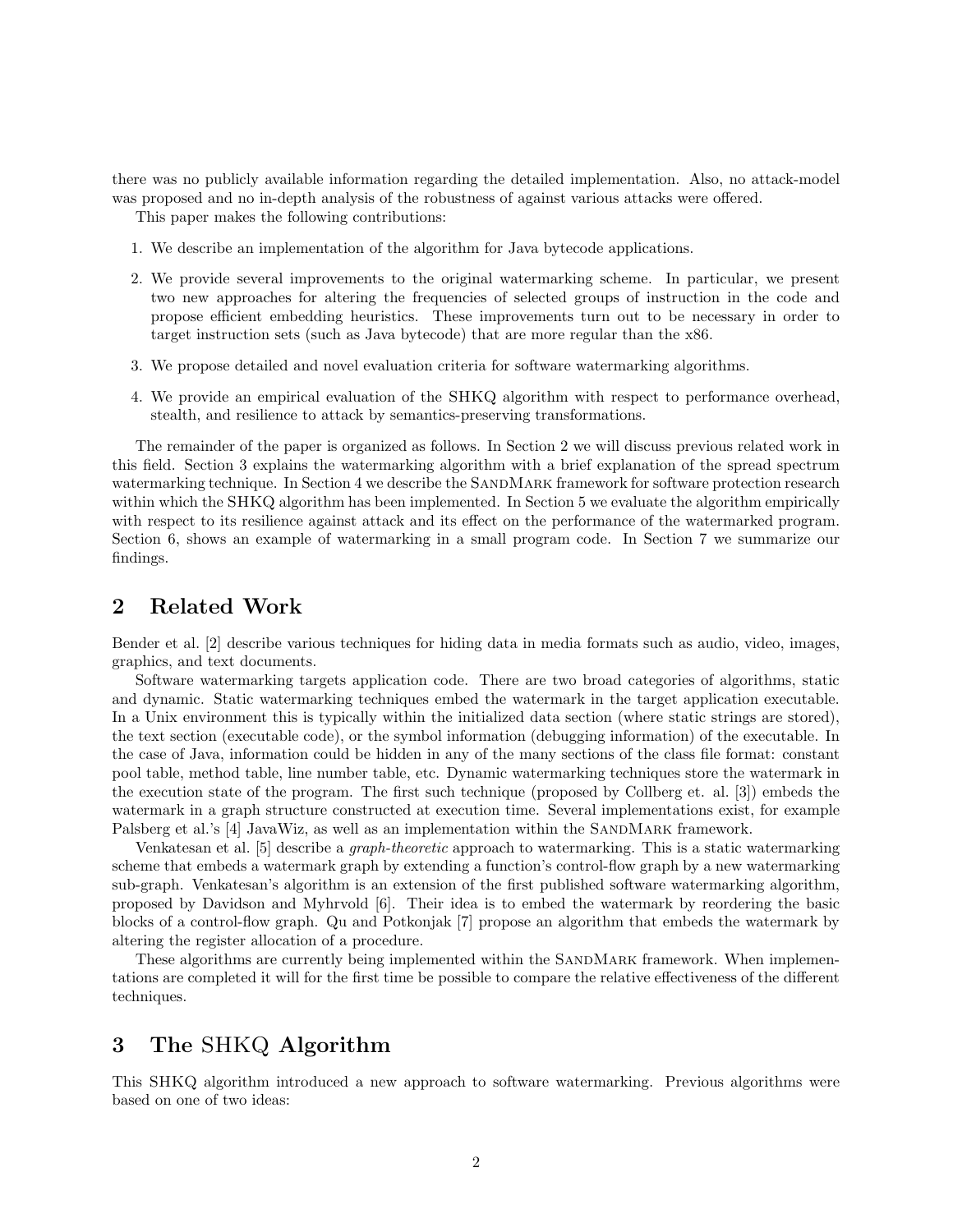there was no publicly available information regarding the detailed implementation. Also, no attack-model was proposed and no in-depth analysis of the robustness of against various attacks were offered.

This paper makes the following contributions:

1. We describe an implementation of the algorithm for Java bytecode applications.
2. We provide several improvements to the original watermarking scheme. In particular, we present two new approaches for altering the frequencies of selected groups of instruction in the code and propose efficient embedding heuristics. These improvements turn out to be necessary in order to target instruction sets (such as Java bytecode) that are more regular than the x86.
3. We propose detailed and novel evaluation criteria for software watermarking algorithms.
4. We provide an empirical evaluation of the SHKQ algorithm with respect to performance overhead, stealth, and resilience to attack by semantics-preserving transformations.

The remainder of the paper is organized as follows. In Section 2 we will discuss previous related work in this field. Section 3 explains the watermarking algorithm with a brief explanation of the spread spectrum watermarking technique. In Section 4 we describe the SandMark framework for software protection research within which the SHKQ algorithm has been implemented. In Section 5 we evaluate the algorithm empirically with respect to its resilience against attack and its effect on the performance of the watermarked program. Section 6, shows an example of watermarking in a small program code. In Section 7 we summarize our findings.

## 2 Related Work

Bender et al. [2] describe various techniques for hiding data in media formats such as audio, video, images, graphics, and text documents.

Software watermarking targets application code. There are two broad categories of algorithms, static and dynamic. Static watermarking techniques embed the watermark in the target application executable. In a Unix environment this is typically within the initialized data section (where static strings are stored), the text section (executable code), or the symbol information (debugging information) of the executable. In the case of Java, information could be hidden in any of the many sections of the class file format: constant pool table, method table, line number table, etc. Dynamic watermarking techniques store the watermark in the execution state of the program. The first such technique (proposed by Collberg et. al. [3]) embeds the watermark in a graph structure constructed at execution time. Several implementations exist, for example Palsberg et al.'s [4] JavaWiz, as well as an implementation within the SandMark framework.

Venkatesan et al. [5] describe a *graph-theoretic* approach to watermarking. This is a static watermarking scheme that embeds a watermark graph by extending a function's control-flow graph by a new watermarking sub-graph. Venkatesan's algorithm is an extension of the first published software watermarking algorithm, proposed by Davidson and Myhrvold [6]. Their idea is to embed the watermark by reordering the basic blocks of a control-flow graph. Qu and Potkonjak [7] propose an algorithm that embeds the watermark by altering the register allocation of a procedure.

These algorithms are currently being implemented within the SandMark framework. When implementations are completed it will for the first time be possible to compare the relative effectiveness of the different techniques.

## 3 The SHKQ Algorithm

This SHKQ algorithm introduced a new approach to software watermarking. Previous algorithms were based on one of two ideas: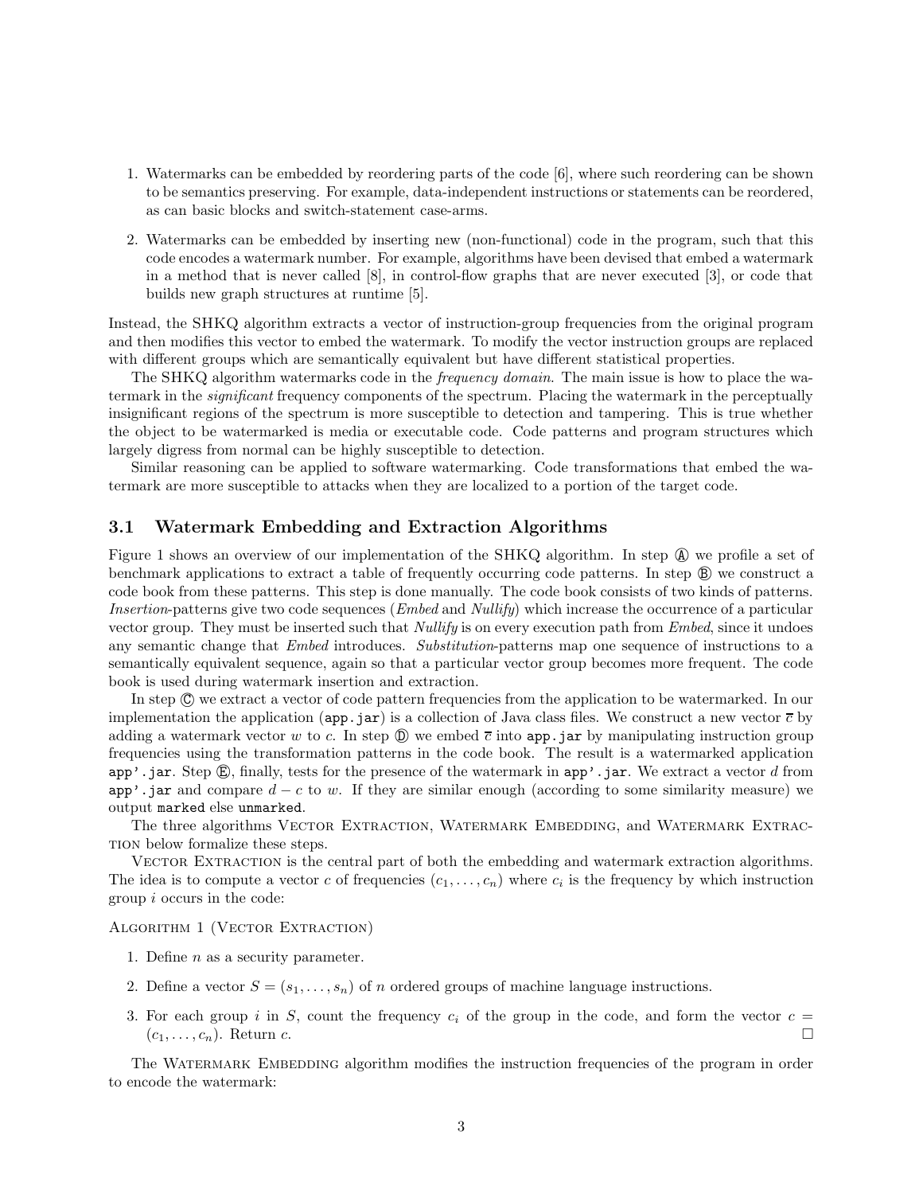1. Watermarks can be embedded by reordering parts of the code [6], where such reordering can be shown to be semantics preserving. For example, data-independent instructions or statements can be reordered, as can basic blocks and switch-statement case-arms.

2. Watermarks can be embedded by inserting new (non-functional) code in the program, such that this code encodes a watermark number. For example, algorithms have been devised that embed a watermark in a method that is never called [8], in control-flow graphs that are never executed [3], or code that builds new graph structures at runtime [5].

Instead, the SHKQ algorithm extracts a vector of instruction-group frequencies from the original program and then modifies this vector to embed the watermark. To modify the vector instruction groups are replaced with different groups which are semantically equivalent but have different statistical properties.

The SHKQ algorithm watermarks code in the *frequency domain*. The main issue is how to place the watermark in the *significant* frequency components of the spectrum. Placing the watermark in the perceptually insignificant regions of the spectrum is more susceptible to detection and tampering. This is true whether the object to be watermarked is media or executable code. Code patterns and program structures which largely digress from normal can be highly susceptible to detection.

Similar reasoning can be applied to software watermarking. Code transformations that embed the watermark are more susceptible to attacks when they are localized to a portion of the target code.

### 3.1 Watermark Embedding and Extraction Algorithms

Figure 1 shows an overview of our implementation of the SHKQ algorithm. In step Ⓐ we profile a set of benchmark applications to extract a table of frequently occurring code patterns. In step Ⓑ we construct a code book from these patterns. This step is done manually. The code book consists of two kinds of patterns. *Insertion*-patterns give two code sequences (*Embed* and *Nullify*) which increase the occurrence of a particular vector group. They must be inserted such that *Nullify* is on every execution path from *Embed*, since it undoes any semantic change that *Embed* introduces. *Substitution*-patterns map one sequence of instructions to a semantically equivalent sequence, again so that a particular vector group becomes more frequent. The code book is used during watermark insertion and extraction.

In step Ⓒ we extract a vector of code pattern frequencies from the application to be watermarked. In our implementation the application (`app.jar`) is a collection of Java class files. We construct a new vector $\overline{c}$ by adding a watermark vector $w$ to $c$. In step Ⓓ we embed $\overline{c}$ into `app.jar` by manipulating instruction group frequencies using the transformation patterns in the code book. The result is a watermarked application `app'.jar`. Step Ⓔ, finally, tests for the presence of the watermark in `app'.jar`. We extract a vector $d$ from `app'.jar` and compare $d - c$ to $w$. If they are similar enough (according to some similarity measure) we output `marked` else `unmarked`.

The three algorithms Vector Extraction, Watermark Embedding, and Watermark Extraction below formalize these steps.

Vector Extraction is the central part of both the embedding and watermark extraction algorithms. The idea is to compute a vector $c$ of frequencies $(c_1, \ldots, c_n)$ where $c_i$ is the frequency by which instruction group $i$ occurs in the code:

Algorithm 1 (Vector Extraction)

1. Define $n$ as a security parameter.
2. Define a vector $S = (s_1, \ldots, s_n)$ of $n$ ordered groups of machine language instructions.
3. For each group $i$ in $S$, count the frequency $c_i$ of the group in the code, and form the vector $c = (c_1, \ldots, c_n)$. Return $c$. □

The Watermark Embedding algorithm modifies the instruction frequencies of the program in order to encode the watermark: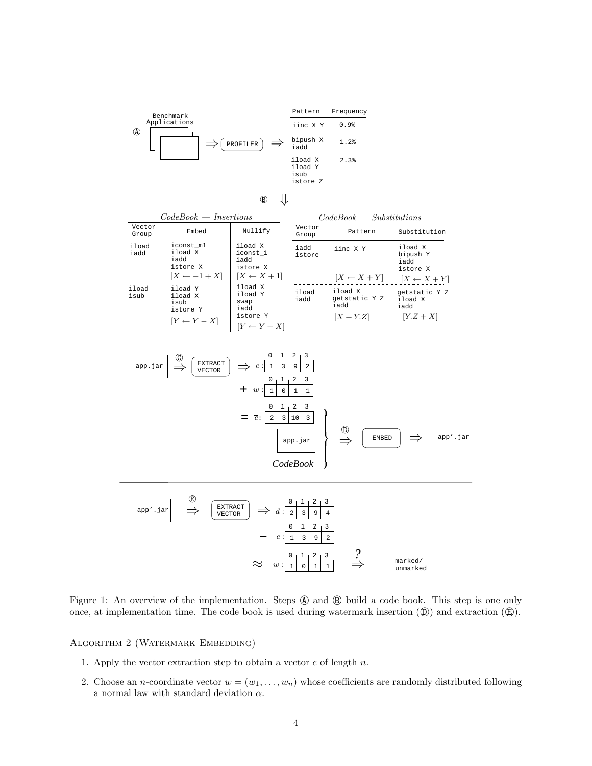| Pattern | Frequency |
|---|---|
| iinc X Y | 0.9% |
| bipush X iadd | 1.2% |
| iload X iload Y isub istore Z | 2.3% |

*CodeBook — Insertions*

| Vector Group | Embed | Nullify |
|---|---|---|
| iload iadd | iconst_m1 iload X iadd istore X $[X \leftarrow -1 + X]$ | iload X iconst_1 iadd istore X $[X \leftarrow X + 1]$ |
| iload isub | iload Y iload X isub istore Y $[Y \leftarrow Y - X]$ | iload X iload Y swap iadd istore Y $[Y \leftarrow Y + X]$ |

*CodeBook — Substitutions*

| Vector Group | Pattern | Substitution |
|---|---|---|
| iadd istore | iinc X Y $[X \leftarrow X + Y]$ | iload X bipush Y iadd istore X $[X \leftarrow X + Y]$ |
| iload iadd | iload X getstatic Y Z iadd $[X + Y.Z]$ | getstatic Y Z iload X iadd $[Y.Z + X]$ |

| | 0 | 1 | 2 | 3 |
|---|---|---|---|---|
| $c$ | 1 | 3 | 9 | 2 |
| + $w$ | 1 | 0 | 1 | 1 |
| = $\bar{c}$ | 2 | 3 | 10 | 3 |

| | 0 | 1 | 2 | 3 |
|---|---|---|---|---|
| $d$ | 2 | 3 | 9 | 4 |
| − $c$ | 1 | 3 | 9 | 2 |
| ≈ $w$ | 1 | 0 | 1 | 1 |

Figure 1: An overview of the implementation. Steps Ⓐ and Ⓑ build a code book. This step is one only once, at implementation time. The code book is used during watermark insertion (Ⓓ) and extraction (Ⓔ).

Algorithm 2 (Watermark Embedding)

1. Apply the vector extraction step to obtain a vector $c$ of length $n$.
2. Choose an $n$-coordinate vector $w = (w_1, \dots, w_n)$ whose coefficients are randomly distributed following a normal law with standard deviation $\alpha$.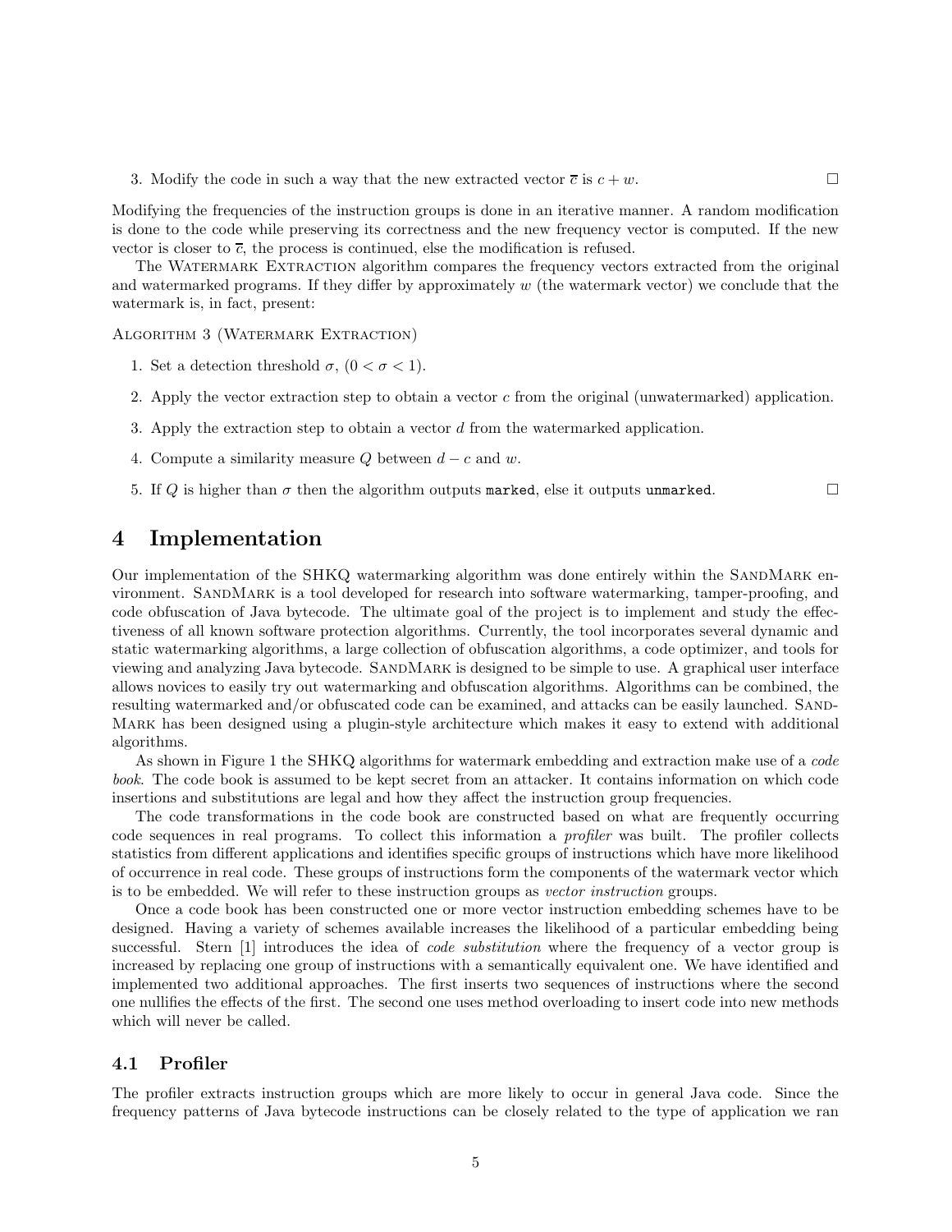3. Modify the code in such a way that the new extracted vector $\overline{c}$ is $c + w$. □

Modifying the frequencies of the instruction groups is done in an iterative manner. A random modification is done to the code while preserving its correctness and the new frequency vector is computed. If the new vector is closer to $\overline{c}$, the process is continued, else the modification is refused.

The Watermark Extraction algorithm compares the frequency vectors extracted from the original and watermarked programs. If they differ by approximately $w$ (the watermark vector) we conclude that the watermark is, in fact, present:

Algorithm 3 (Watermark Extraction)

1. Set a detection threshold $\sigma$, $(0 < \sigma < 1)$.
2. Apply the vector extraction step to obtain a vector $c$ from the original (unwatermarked) application.
3. Apply the extraction step to obtain a vector $d$ from the watermarked application.
4. Compute a similarity measure $Q$ between $d - c$ and $w$.
5. If $Q$ is higher than $\sigma$ then the algorithm outputs `marked`, else it outputs `unmarked`. □

# 4 Implementation

Our implementation of the SHKQ watermarking algorithm was done entirely within the SandMark environment. SandMark is a tool developed for research into software watermarking, tamper-proofing, and code obfuscation of Java bytecode. The ultimate goal of the project is to implement and study the effectiveness of all known software protection algorithms. Currently, the tool incorporates several dynamic and static watermarking algorithms, a large collection of obfuscation algorithms, a code optimizer, and tools for viewing and analyzing Java bytecode. SandMark is designed to be simple to use. A graphical user interface allows novices to easily try out watermarking and obfuscation algorithms. Algorithms can be combined, the resulting watermarked and/or obfuscated code can be examined, and attacks can be easily launched. SandMark has been designed using a plugin-style architecture which makes it easy to extend with additional algorithms.

As shown in Figure 1 the SHKQ algorithms for watermark embedding and extraction make use of a *code book*. The code book is assumed to be kept secret from an attacker. It contains information on which code insertions and substitutions are legal and how they affect the instruction group frequencies.

The code transformations in the code book are constructed based on what are frequently occurring code sequences in real programs. To collect this information a *profiler* was built. The profiler collects statistics from different applications and identifies specific groups of instructions which have more likelihood of occurrence in real code. These groups of instructions form the components of the watermark vector which is to be embedded. We will refer to these instruction groups as *vector instruction* groups.

Once a code book has been constructed one or more vector instruction embedding schemes have to be designed. Having a variety of schemes available increases the likelihood of a particular embedding being successful. Stern [1] introduces the idea of *code substitution* where the frequency of a vector group is increased by replacing one group of instructions with a semantically equivalent one. We have identified and implemented two additional approaches. The first inserts two sequences of instructions where the second one nullifies the effects of the first. The second one uses method overloading to insert code into new methods which will never be called.

## 4.1 Profiler

The profiler extracts instruction groups which are more likely to occur in general Java code. Since the frequency patterns of Java bytecode instructions can be closely related to the type of application we ran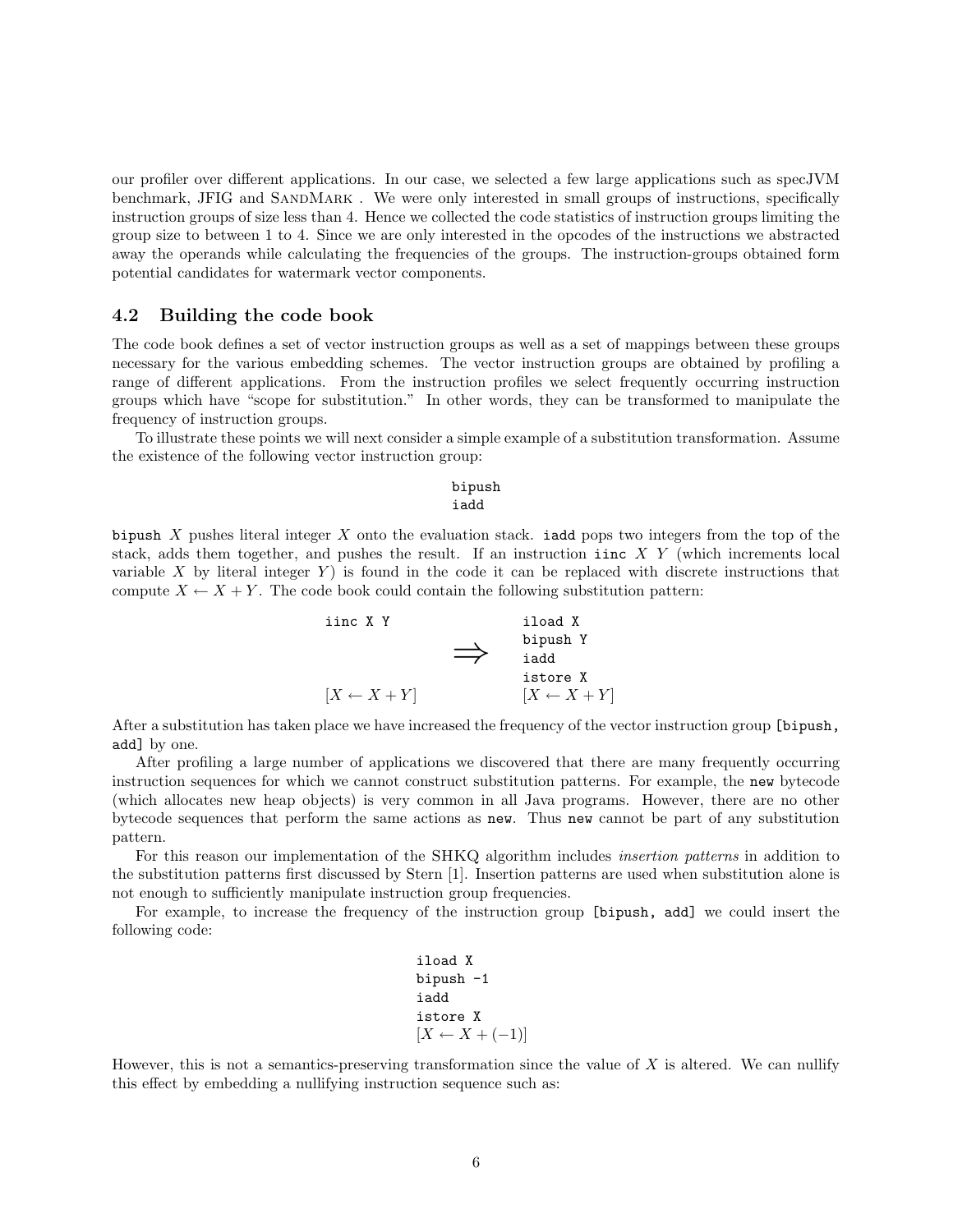our profiler over different applications. In our case, we selected a few large applications such as specJVM benchmark, JFIG and SandMark . We were only interested in small groups of instructions, specifically instruction groups of size less than 4. Hence we collected the code statistics of instruction groups limiting the group size to between 1 to 4. Since we are only interested in the opcodes of the instructions we abstracted away the operands while calculating the frequencies of the groups. The instruction-groups obtained form potential candidates for watermark vector components.

### 4.2 Building the code book

The code book defines a set of vector instruction groups as well as a set of mappings between these groups necessary for the various embedding schemes. The vector instruction groups are obtained by profiling a range of different applications. From the instruction profiles we select frequently occurring instruction groups which have "scope for substitution." In other words, they can be transformed to manipulate the frequency of instruction groups.

To illustrate these points we will next consider a simple example of a substitution transformation. Assume the existence of the following vector instruction group:

```
bipush
iadd
```

`bipush` $X$ pushes literal integer $X$ onto the evaluation stack. `iadd` pops two integers from the top of the stack, adds them together, and pushes the result. If an instruction `iinc` $X$ $Y$ (which increments local variable $X$ by literal integer $Y$) is found in the code it can be replaced with discrete instructions that compute $X \leftarrow X + Y$. The code book could contain the following substitution pattern:

```
iinc X Y                 iload X
                         bipush Y
              ==>        iadd
                         istore X
[X <- X + Y]             [X <- X + Y]
```

After a substitution has taken place we have increased the frequency of the vector instruction group [bipush, add] by one.

After profiling a large number of applications we discovered that there are many frequently occurring instruction sequences for which we cannot construct substitution patterns. For example, the `new` bytecode (which allocates new heap objects) is very common in all Java programs. However, there are no other bytecode sequences that perform the same actions as `new`. Thus `new` cannot be part of any substitution pattern.

For this reason our implementation of the SHKQ algorithm includes *insertion patterns* in addition to the substitution patterns first discussed by Stern [1]. Insertion patterns are used when substitution alone is not enough to sufficiently manipulate instruction group frequencies.

For example, to increase the frequency of the instruction group [bipush, add] we could insert the following code:

```
iload X
bipush -1
iadd
istore X
[X <- X + (-1)]
```

However, this is not a semantics-preserving transformation since the value of $X$ is altered. We can nullify this effect by embedding a nullifying instruction sequence such as: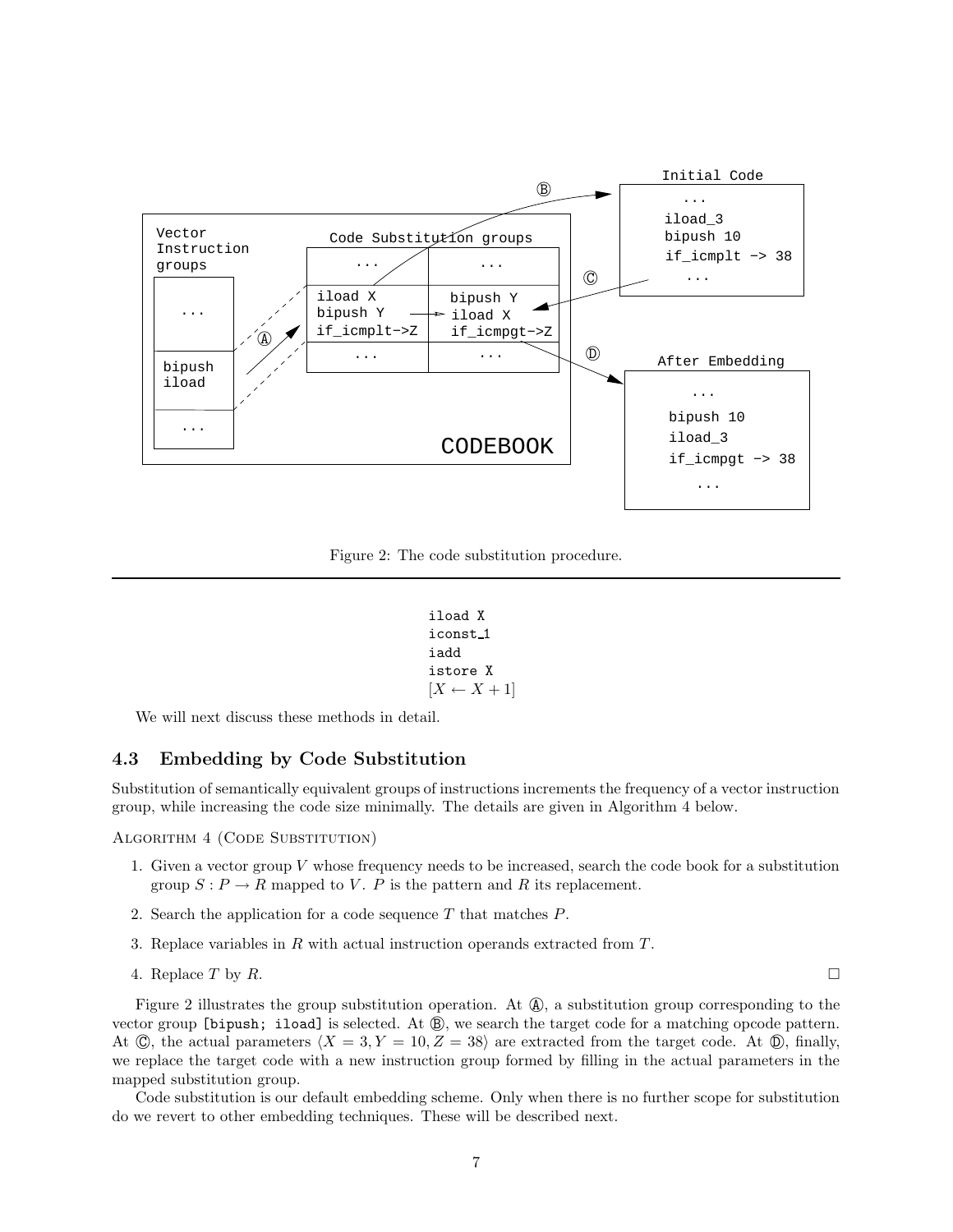Figure 2: The code substitution procedure.

```
iload X
iconst_1
iadd
istore X
```

$[X \leftarrow X + 1]$

We will next discuss these methods in detail.

### 4.3 Embedding by Code Substitution

Substitution of semantically equivalent groups of instructions increments the frequency of a vector instruction group, while increasing the code size minimally. The details are given in Algorithm 4 below.

Algorithm 4 (Code Substitution)

1. Given a vector group $V$ whose frequency needs to be increased, search the code book for a substitution group $S : P \rightarrow R$ mapped to $V$. $P$ is the pattern and $R$ its replacement.
2. Search the application for a code sequence $T$ that matches $P$.
3. Replace variables in $R$ with actual instruction operands extracted from $T$.
4. Replace $T$ by $R$. □

Figure 2 illustrates the group substitution operation. At Ⓐ, a substitution group corresponding to the vector group `[bipush; iload]` is selected. At Ⓑ, we search the target code for a matching opcode pattern. At Ⓒ, the actual parameters $\langle X = 3, Y = 10, Z = 38 \rangle$ are extracted from the target code. At Ⓓ, finally, we replace the target code with a new instruction group formed by filling in the actual parameters in the mapped substitution group.

Code substitution is our default embedding scheme. Only when there is no further scope for substitution do we revert to other embedding techniques. These will be described next.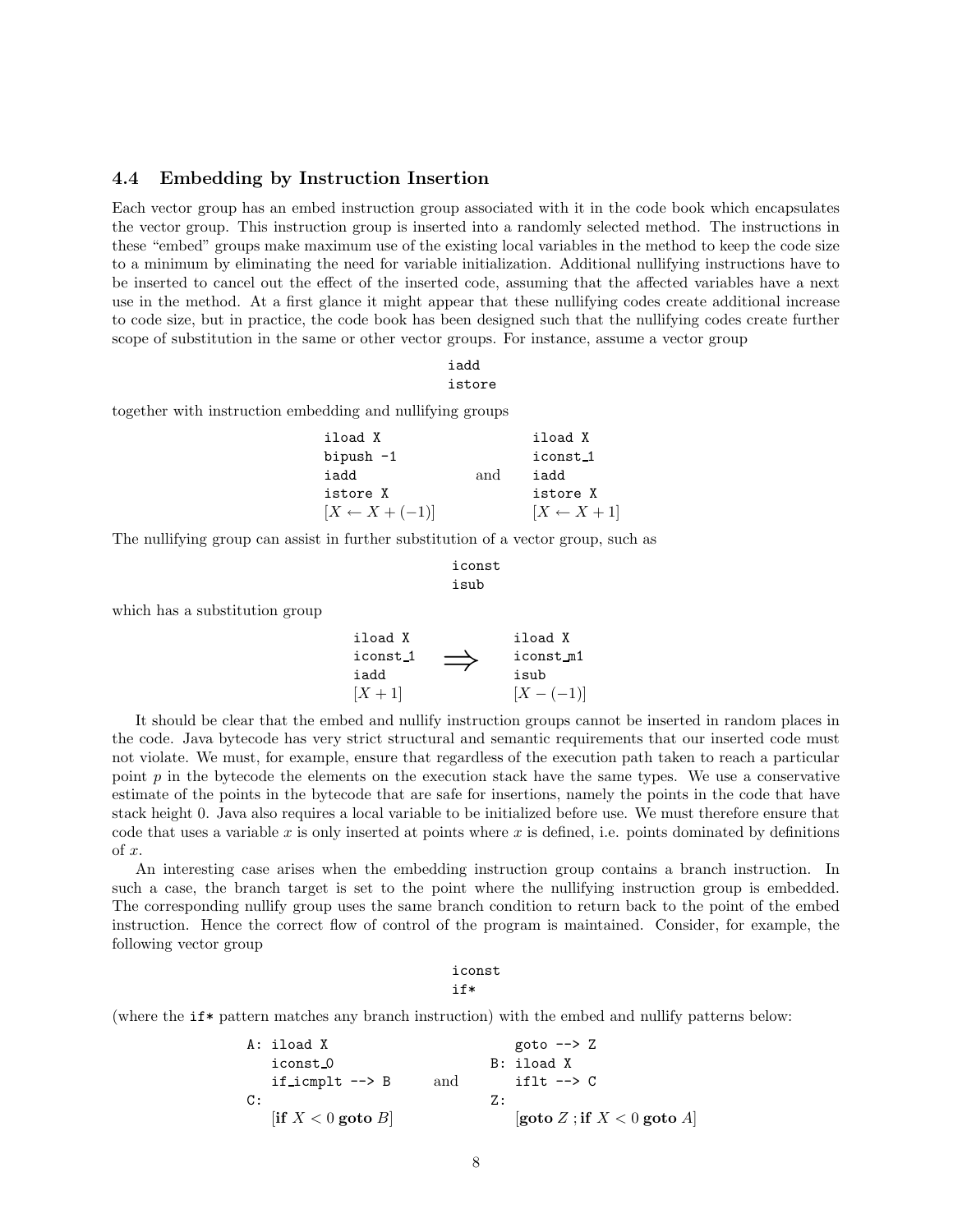### 4.4 Embedding by Instruction Insertion

Each vector group has an embed instruction group associated with it in the code book which encapsulates the vector group. This instruction group is inserted into a randomly selected method. The instructions in these "embed" groups make maximum use of the existing local variables in the method to keep the code size to a minimum by eliminating the need for variable initialization. Additional nullifying instructions have to be inserted to cancel out the effect of the inserted code, assuming that the affected variables have a next use in the method. At a first glance it might appear that these nullifying codes create additional increase to code size, but in practice, the code book has been designed such that the nullifying codes create further scope of substitution in the same or other vector groups. For instance, assume a vector group

```
iadd
istore
```

together with instruction embedding and nullifying groups

```
iload X                 iload X
bipush -1               iconst_1
iadd          and       iadd
istore X                istore X
```

$[X \leftarrow X + (-1)]$ and $[X \leftarrow X + 1]$

The nullifying group can assist in further substitution of a vector group, such as

```
iconst
isub
```

which has a substitution group

```
iload X             iload X
iconst_1    ==>     iconst_m1
iadd                isub
```

$[X + 1] \Longrightarrow [X - (-1)]$

It should be clear that the embed and nullify instruction groups cannot be inserted in random places in the code. Java bytecode has very strict structural and semantic requirements that our inserted code must not violate. We must, for example, ensure that regardless of the execution path taken to reach a particular point $p$ in the bytecode the elements on the execution stack have the same types. We use a conservative estimate of the points in the bytecode that are safe for insertions, namely the points in the code that have stack height 0. Java also requires a local variable to be initialized before use. We must therefore ensure that code that uses a variable $x$ is only inserted at points where $x$ is defined, i.e. points dominated by definitions of $x$.

An interesting case arises when the embedding instruction group contains a branch instruction. In such a case, the branch target is set to the point where the nullifying instruction group is embedded. The corresponding nullify group uses the same branch condition to return back to the point of the embed instruction. Hence the correct flow of control of the program is maintained. Consider, for example, the following vector group

```
iconst
if*
```

(where the `if*` pattern matches any branch instruction) with the embed and nullify patterns below:

```
A: iload X                     goto --> Z
   iconst_0                 B: iload X
   if_icmplt --> B    and      iflt --> C
C:                          Z:
```

[**if** $X < 0$ **goto** $B$] and [**goto** $Z$ ; **if** $X < 0$ **goto** $A$]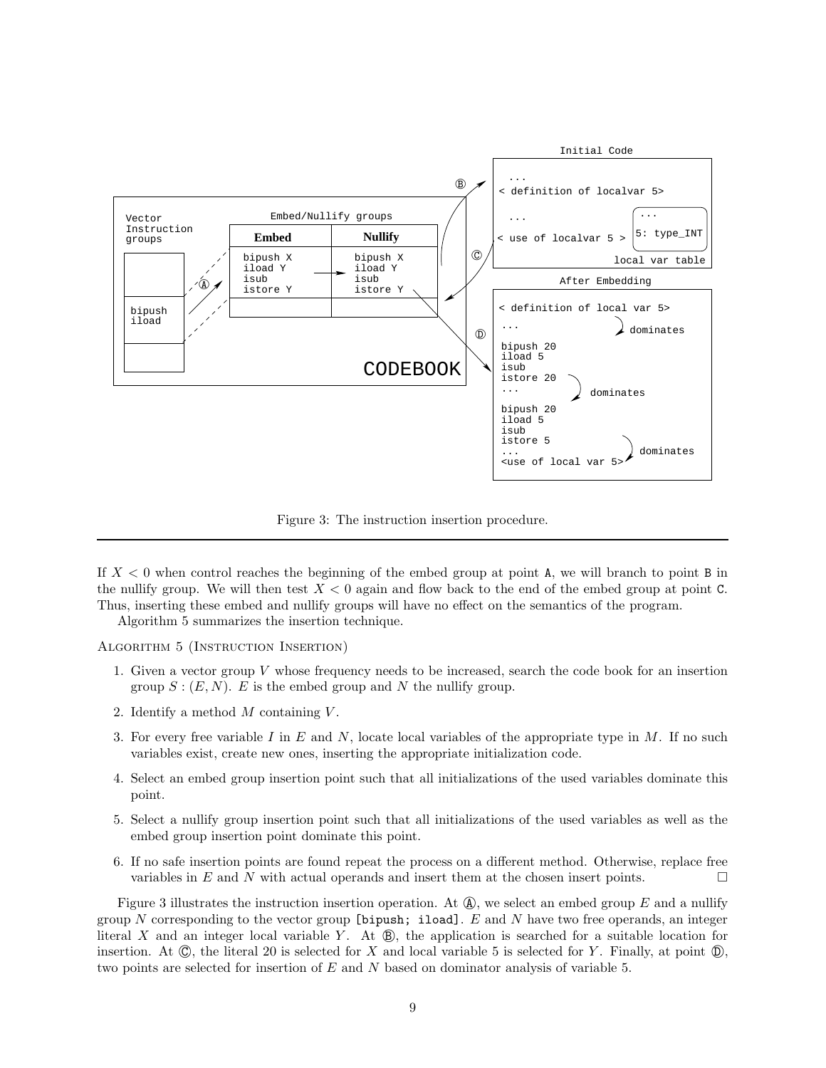Figure 3: The instruction insertion procedure.

If $X < 0$ when control reaches the beginning of the embed group at point A, we will branch to point B in the nullify group. We will then test $X < 0$ again and flow back to the end of the embed group at point C. Thus, inserting these embed and nullify groups will have no effect on the semantics of the program.

Algorithm 5 summarizes the insertion technique.

ALGORITHM 5 (INSTRUCTION INSERTION)

1. Given a vector group $V$ whose frequency needs to be increased, search the code book for an insertion group $S : (E, N)$. $E$ is the embed group and $N$ the nullify group.
2. Identify a method $M$ containing $V$.
3. For every free variable $I$ in $E$ and $N$, locate local variables of the appropriate type in $M$. If no such variables exist, create new ones, inserting the appropriate initialization code.
4. Select an embed group insertion point such that all initializations of the used variables dominate this point.
5. Select a nullify group insertion point such that all initializations of the used variables as well as the embed group insertion point dominate this point.
6. If no safe insertion points are found repeat the process on a different method. Otherwise, replace free variables in $E$ and $N$ with actual operands and insert them at the chosen insert points. □

Figure 3 illustrates the instruction insertion operation. At Ⓐ, we select an embed group $E$ and a nullify group $N$ corresponding to the vector group `[bipush; iload]`. $E$ and $N$ have two free operands, an integer literal $X$ and an integer local variable $Y$. At Ⓑ, the application is searched for a suitable location for insertion. At Ⓒ, the literal 20 is selected for $X$ and local variable 5 is selected for $Y$. Finally, at point Ⓓ, two points are selected for insertion of $E$ and $N$ based on dominator analysis of variable 5.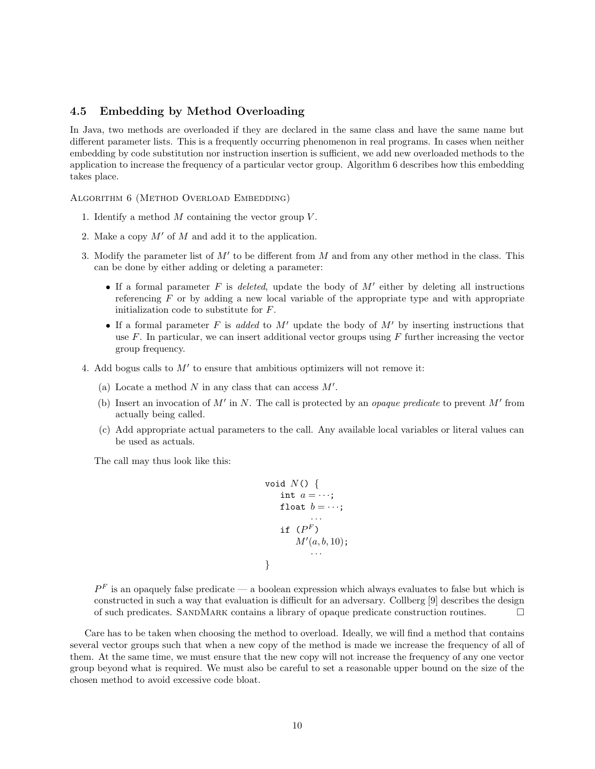### 4.5 Embedding by Method Overloading

In Java, two methods are overloaded if they are declared in the same class and have the same name but different parameter lists. This is a frequently occurring phenomenon in real programs. In cases when neither embedding by code substitution nor instruction insertion is sufficient, we add new overloaded methods to the application to increase the frequency of a particular vector group. Algorithm 6 describes how this embedding takes place.

Algorithm 6 (Method Overload Embedding)

1. Identify a method $M$ containing the vector group $V$.
2. Make a copy $M'$ of $M$ and add it to the application.
3. Modify the parameter list of $M'$ to be different from $M$ and from any other method in the class. This can be done by either adding or deleting a parameter:
   - If a formal parameter $F$ is *deleted*, update the body of $M'$ either by deleting all instructions referencing $F$ or by adding a new local variable of the appropriate type and with appropriate initialization code to substitute for $F$.
   - If a formal parameter $F$ is *added* to $M'$ update the body of $M'$ by inserting instructions that use $F$. In particular, we can insert additional vector groups using $F$ further increasing the vector group frequency.
4. Add bogus calls to $M'$ to ensure that ambitious optimizers will not remove it:
   (a) Locate a method $N$ in any class that can access $M'$.
   (b) Insert an invocation of $M'$ in $N$. The call is protected by an *opaque predicate* to prevent $M'$ from actually being called.
   (c) Add appropriate actual parameters to the call. Any available local variables or literal values can be used as actuals.

   The call may thus look like this:

```
void N() {
    int a = ···;
    float b = ···;
        ···
    if (P^F)
        M'(a, b, 10);
        ···
}
```

   $P^F$ is an opaquely false predicate — a boolean expression which always evaluates to false but which is constructed in such a way that evaluation is difficult for an adversary. Collberg [9] describes the design of such predicates. SandMark contains a library of opaque predicate construction routines. □

Care has to be taken when choosing the method to overload. Ideally, we will find a method that contains several vector groups such that when a new copy of the method is made we increase the frequency of all of them. At the same time, we must ensure that the new copy will not increase the frequency of any one vector group beyond what is required. We must also be careful to set a reasonable upper bound on the size of the chosen method to avoid excessive code bloat.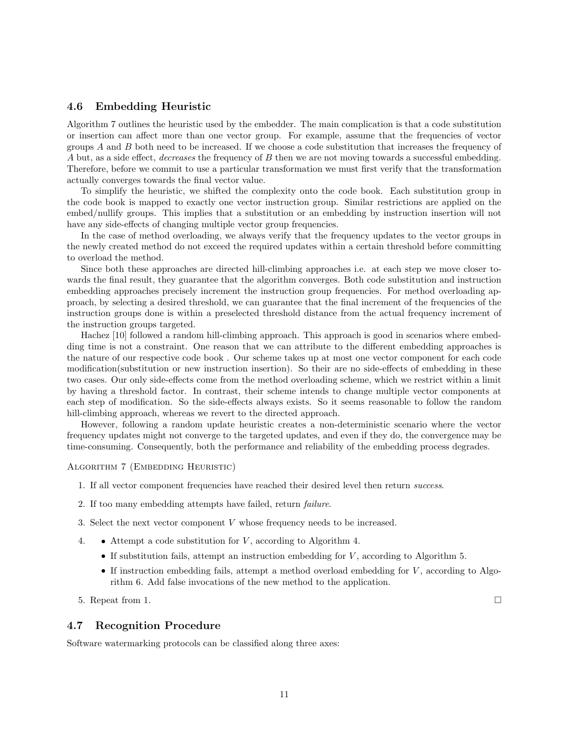### 4.6 Embedding Heuristic

Algorithm 7 outlines the heuristic used by the embedder. The main complication is that a code substitution or insertion can affect more than one vector group. For example, assume that the frequencies of vector groups $A$ and $B$ both need to be increased. If we choose a code substitution that increases the frequency of $A$ but, as a side effect, *decreases* the frequency of $B$ then we are not moving towards a successful embedding. Therefore, before we commit to use a particular transformation we must first verify that the transformation actually converges towards the final vector value.

To simplify the heuristic, we shifted the complexity onto the code book. Each substitution group in the code book is mapped to exactly one vector instruction group. Similar restrictions are applied on the embed/nullify groups. This implies that a substitution or an embedding by instruction insertion will not have any side-effects of changing multiple vector group frequencies.

In the case of method overloading, we always verify that the frequency updates to the vector groups in the newly created method do not exceed the required updates within a certain threshold before committing to overload the method.

Since both these approaches are directed hill-climbing approaches i.e. at each step we move closer towards the final result, they guarantee that the algorithm converges. Both code substitution and instruction embedding approaches precisely increment the instruction group frequencies. For method overloading approach, by selecting a desired threshold, we can guarantee that the final increment of the frequencies of the instruction groups done is within a preselected threshold distance from the actual frequency increment of the instruction groups targeted.

Hachez [10] followed a random hill-climbing approach. This approach is good in scenarios where embedding time is not a constraint. One reason that we can attribute to the different embedding approaches is the nature of our respective code book . Our scheme takes up at most one vector component for each code modification(substitution or new instruction insertion). So their are no side-effects of embedding in these two cases. Our only side-effects come from the method overloading scheme, which we restrict within a limit by having a threshold factor. In contrast, their scheme intends to change multiple vector components at each step of modification. So the side-effects always exists. So it seems reasonable to follow the random hill-climbing approach, whereas we revert to the directed approach.

However, following a random update heuristic creates a non-deterministic scenario where the vector frequency updates might not converge to the targeted updates, and even if they do, the convergence may be time-consuming. Consequently, both the performance and reliability of the embedding process degrades.

ALGORITHM 7 (EMBEDDING HEURISTIC)

1. If all vector component frequencies have reached their desired level then return *success*.
2. If too many embedding attempts have failed, return *failure*.
3. Select the next vector component $V$ whose frequency needs to be increased.
4. 
   - Attempt a code substitution for $V$, according to Algorithm 4.
   - If substitution fails, attempt an instruction embedding for $V$, according to Algorithm 5.
   - If instruction embedding fails, attempt a method overload embedding for $V$, according to Algorithm 6. Add false invocations of the new method to the application.
5. Repeat from 1. □

### 4.7 Recognition Procedure

Software watermarking protocols can be classified along three axes: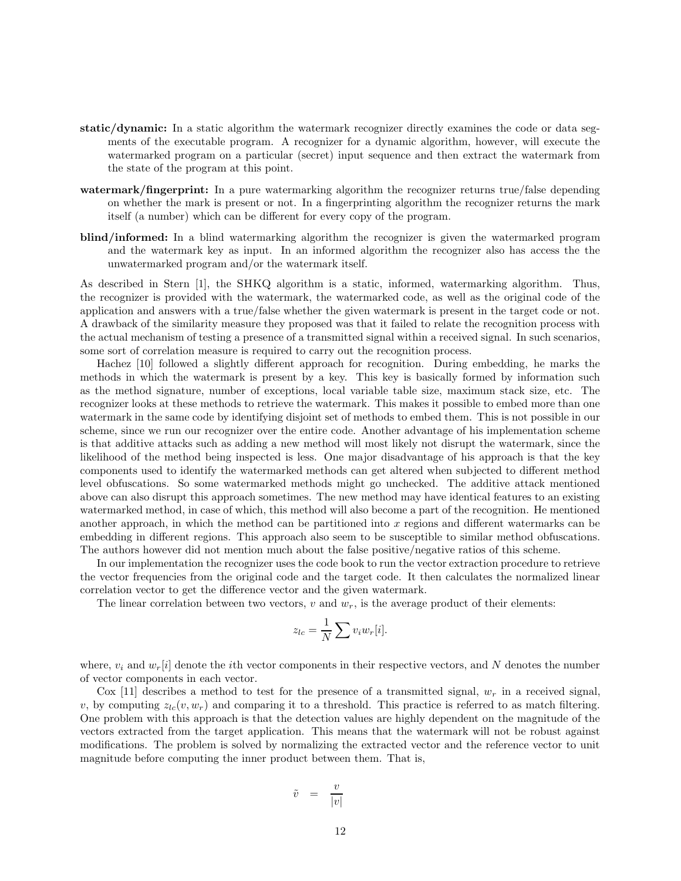- **static/dynamic:** In a static algorithm the watermark recognizer directly examines the code or data segments of the executable program. A recognizer for a dynamic algorithm, however, will execute the watermarked program on a particular (secret) input sequence and then extract the watermark from the state of the program at this point.
- **watermark/fingerprint:** In a pure watermarking algorithm the recognizer returns true/false depending on whether the mark is present or not. In a fingerprinting algorithm the recognizer returns the mark itself (a number) which can be different for every copy of the program.
- **blind/informed:** In a blind watermarking algorithm the recognizer is given the watermarked program and the watermark key as input. In an informed algorithm the recognizer also has access the the unwatermarked program and/or the watermark itself.

As described in Stern [1], the SHKQ algorithm is a static, informed, watermarking algorithm. Thus, the recognizer is provided with the watermark, the watermarked code, as well as the original code of the application and answers with a true/false whether the given watermark is present in the target code or not. A drawback of the similarity measure they proposed was that it failed to relate the recognition process with the actual mechanism of testing a presence of a transmitted signal within a received signal. In such scenarios, some sort of correlation measure is required to carry out the recognition process.

Hachez [10] followed a slightly different approach for recognition. During embedding, he marks the methods in which the watermark is present by a key. This key is basically formed by information such as the method signature, number of exceptions, local variable table size, maximum stack size, etc. The recognizer looks at these methods to retrieve the watermark. This makes it possible to embed more than one watermark in the same code by identifying disjoint set of methods to embed them. This is not possible in our scheme, since we run our recognizer over the entire code. Another advantage of his implementation scheme is that additive attacks such as adding a new method will most likely not disrupt the watermark, since the likelihood of the method being inspected is less. One major disadvantage of his approach is that the key components used to identify the watermarked methods can get altered when subjected to different method level obfuscations. So some watermarked methods might go unchecked. The additive attack mentioned above can also disrupt this approach sometimes. The new method may have identical features to an existing watermarked method, in case of which, this method will also become a part of the recognition. He mentioned another approach, in which the method can be partitioned into $x$ regions and different watermarks can be embedding in different regions. This approach also seem to be susceptible to similar method obfuscations. The authors however did not mention much about the false positive/negative ratios of this scheme.

In our implementation the recognizer uses the code book to run the vector extraction procedure to retrieve the vector frequencies from the original code and the target code. It then calculates the normalized linear correlation vector to get the difference vector and the given watermark.

The linear correlation between two vectors, $v$ and $w_r$, is the average product of their elements:

$$z_{lc} = \frac{1}{N} \sum v_i w_r[i].$$

where, $v_i$ and $w_r[i]$ denote the $i$th vector components in their respective vectors, and $N$ denotes the number of vector components in each vector.

Cox [11] describes a method to test for the presence of a transmitted signal, $w_r$ in a received signal, $v$, by computing $z_{lc}(v, w_r)$ and comparing it to a threshold. This practice is referred to as match filtering. One problem with this approach is that the detection values are highly dependent on the magnitude of the vectors extracted from the target application. This means that the watermark will not be robust against modifications. The problem is solved by normalizing the extracted vector and the reference vector to unit magnitude before computing the inner product between them. That is,

$$\tilde{v} = \frac{v}{|v|}$$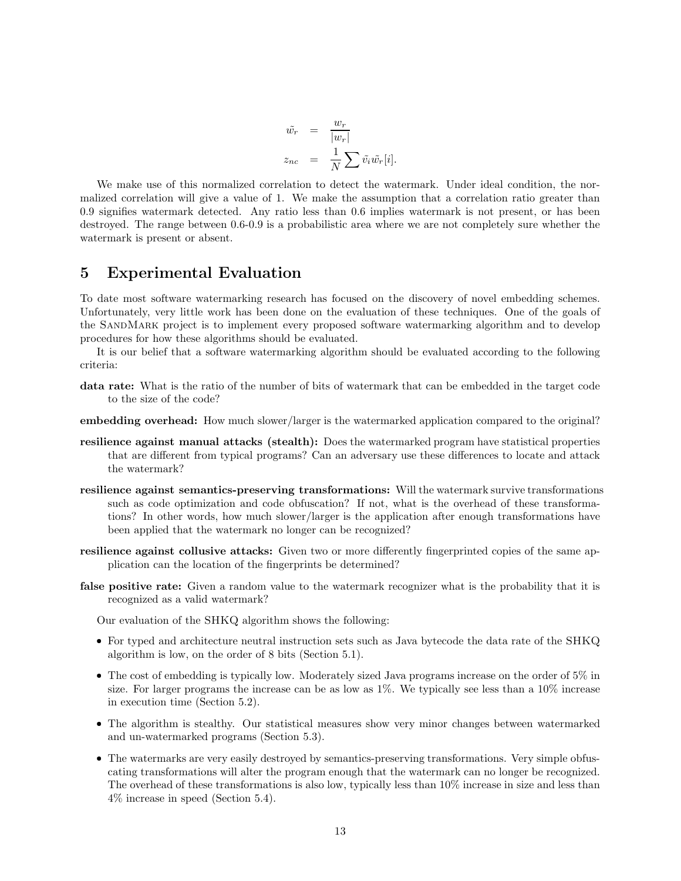$$
\begin{aligned}
\tilde{w_r} &= \frac{w_r}{|w_r|} \\
z_{nc} &= \frac{1}{N}\sum \tilde{v_i}\tilde{w_r}[i].
\end{aligned}
$$

We make use of this normalized correlation to detect the watermark. Under ideal condition, the normalized correlation will give a value of 1. We make the assumption that a correlation ratio greater than 0.9 signifies watermark detected. Any ratio less than 0.6 implies watermark is not present, or has been destroyed. The range between 0.6-0.9 is a probabilistic area where we are not completely sure whether the watermark is present or absent.

## 5 Experimental Evaluation

To date most software watermarking research has focused on the discovery of novel embedding schemes. Unfortunately, very little work has been done on the evaluation of these techniques. One of the goals of the SandMark project is to implement every proposed software watermarking algorithm and to develop procedures for how these algorithms should be evaluated.

It is our belief that a software watermarking algorithm should be evaluated according to the following criteria:

**data rate:** What is the ratio of the number of bits of watermark that can be embedded in the target code to the size of the code?

**embedding overhead:** How much slower/larger is the watermarked application compared to the original?

**resilience against manual attacks (stealth):** Does the watermarked program have statistical properties that are different from typical programs? Can an adversary use these differences to locate and attack the watermark?

**resilience against semantics-preserving transformations:** Will the watermark survive transformations such as code optimization and code obfuscation? If not, what is the overhead of these transformations? In other words, how much slower/larger is the application after enough transformations have been applied that the watermark no longer can be recognized?

**resilience against collusive attacks:** Given two or more differently fingerprinted copies of the same application can the location of the fingerprints be determined?

**false positive rate:** Given a random value to the watermark recognizer what is the probability that it is recognized as a valid watermark?

Our evaluation of the SHKQ algorithm shows the following:

- For typed and architecture neutral instruction sets such as Java bytecode the data rate of the SHKQ algorithm is low, on the order of 8 bits (Section 5.1).
- The cost of embedding is typically low. Moderately sized Java programs increase on the order of 5% in size. For larger programs the increase can be as low as 1%. We typically see less than a 10% increase in execution time (Section 5.2).
- The algorithm is stealthy. Our statistical measures show very minor changes between watermarked and un-watermarked programs (Section 5.3).
- The watermarks are very easily destroyed by semantics-preserving transformations. Very simple obfuscating transformations will alter the program enough that the watermark can no longer be recognized. The overhead of these transformations is also low, typically less than 10% increase in size and less than 4% increase in speed (Section 5.4).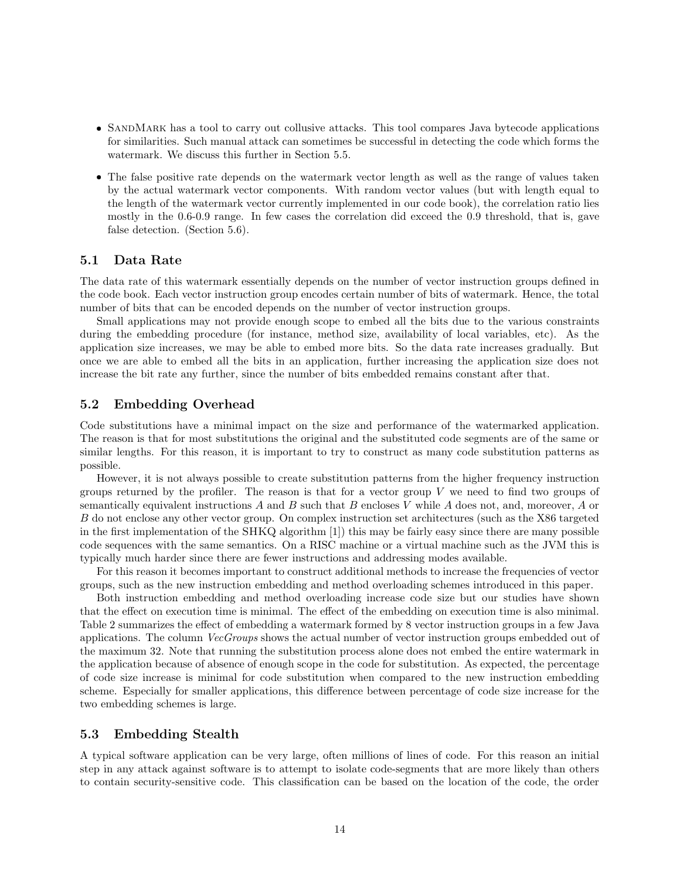- SandMark has a tool to carry out collusive attacks. This tool compares Java bytecode applications for similarities. Such manual attack can sometimes be successful in detecting the code which forms the watermark. We discuss this further in Section 5.5.
- The false positive rate depends on the watermark vector length as well as the range of values taken by the actual watermark vector components. With random vector values (but with length equal to the length of the watermark vector currently implemented in our code book), the correlation ratio lies mostly in the 0.6-0.9 range. In few cases the correlation did exceed the 0.9 threshold, that is, gave false detection. (Section 5.6).

### 5.1 Data Rate

The data rate of this watermark essentially depends on the number of vector instruction groups defined in the code book. Each vector instruction group encodes certain number of bits of watermark. Hence, the total number of bits that can be encoded depends on the number of vector instruction groups.

Small applications may not provide enough scope to embed all the bits due to the various constraints during the embedding procedure (for instance, method size, availability of local variables, etc). As the application size increases, we may be able to embed more bits. So the data rate increases gradually. But once we are able to embed all the bits in an application, further increasing the application size does not increase the bit rate any further, since the number of bits embedded remains constant after that.

### 5.2 Embedding Overhead

Code substitutions have a minimal impact on the size and performance of the watermarked application. The reason is that for most substitutions the original and the substituted code segments are of the same or similar lengths. For this reason, it is important to try to construct as many code substitution patterns as possible.

However, it is not always possible to create substitution patterns from the higher frequency instruction groups returned by the profiler. The reason is that for a vector group $V$ we need to find two groups of semantically equivalent instructions $A$ and $B$ such that $B$ encloses $V$ while $A$ does not, and, moreover, $A$ or $B$ do not enclose any other vector group. On complex instruction set architectures (such as the X86 targeted in the first implementation of the SHKQ algorithm [1]) this may be fairly easy since there are many possible code sequences with the same semantics. On a RISC machine or a virtual machine such as the JVM this is typically much harder since there are fewer instructions and addressing modes available.

For this reason it becomes important to construct additional methods to increase the frequencies of vector groups, such as the new instruction embedding and method overloading schemes introduced in this paper.

Both instruction embedding and method overloading increase code size but our studies have shown that the effect on execution time is minimal. The effect of the embedding on execution time is also minimal. Table 2 summarizes the effect of embedding a watermark formed by 8 vector instruction groups in a few Java applications. The column *VecGroups* shows the actual number of vector instruction groups embedded out of the maximum 32. Note that running the substitution process alone does not embed the entire watermark in the application because of absence of enough scope in the code for substitution. As expected, the percentage of code size increase is minimal for code substitution when compared to the new instruction embedding scheme. Especially for smaller applications, this difference between percentage of code size increase for the two embedding schemes is large.

### 5.3 Embedding Stealth

A typical software application can be very large, often millions of lines of code. For this reason an initial step in any attack against software is to attempt to isolate code-segments that are more likely than others to contain security-sensitive code. This classification can be based on the location of the code, the order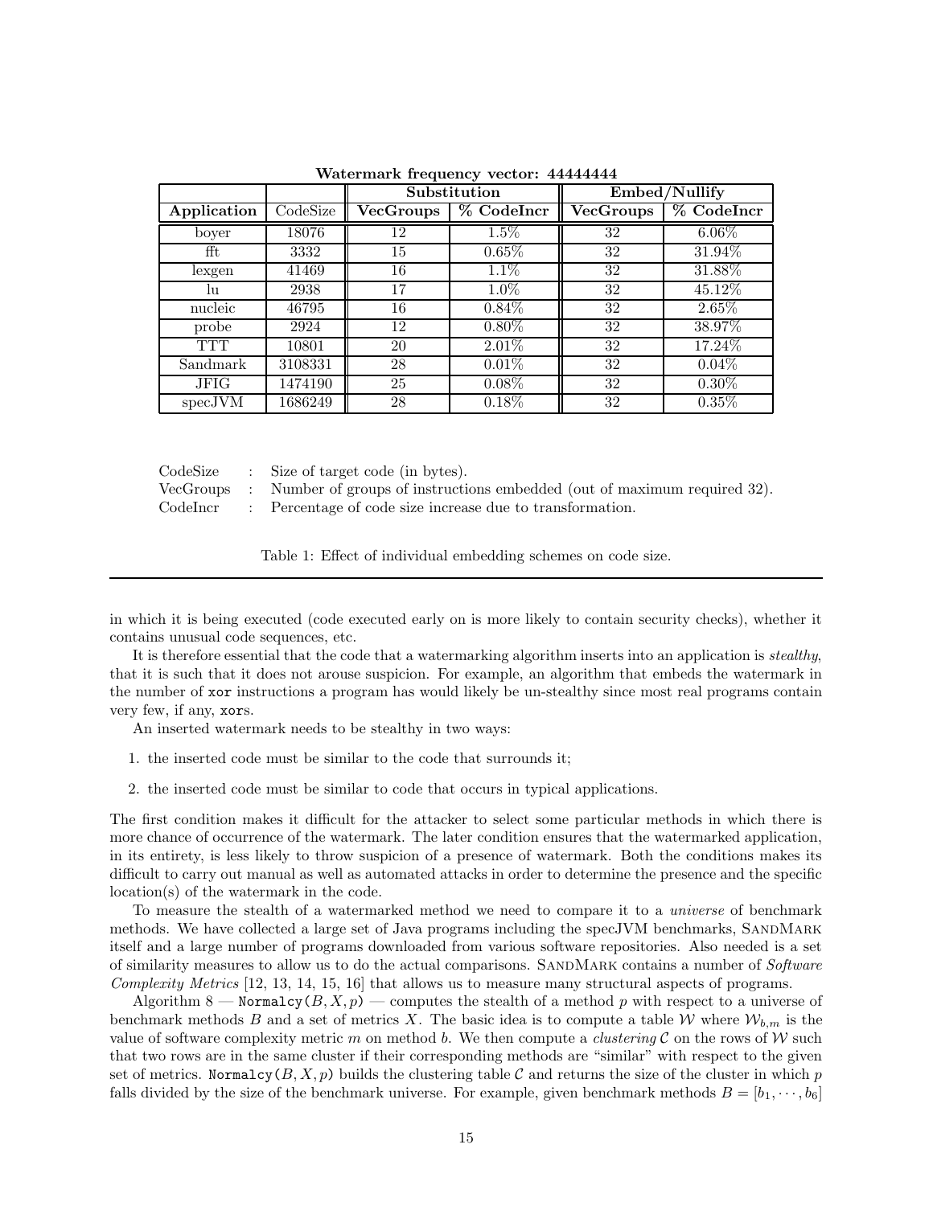**Watermark frequency vector: 44444444**

| Application | CodeSize | Substitution | | Embed/Nullify | |
|---|---|---|---|---|---|
| | | **VecGroups** | **% CodeIncr** | **VecGroups** | **% CodeIncr** |
| boyer | 18076 | 12 | 1.5% | 32 | 6.06% |
| fft | 3332 | 15 | 0.65% | 32 | 31.94% |
| lexgen | 41469 | 16 | 1.1% | 32 | 31.88% |
| lu | 2938 | 17 | 1.0% | 32 | 45.12% |
| nucleic | 46795 | 16 | 0.84% | 32 | 2.65% |
| probe | 2924 | 12 | 0.80% | 32 | 38.97% |
| TTT | 10801 | 20 | 2.01% | 32 | 17.24% |
| Sandmark | 3108331 | 28 | 0.01% | 32 | 0.04% |
| JFIG | 1474190 | 25 | 0.08% | 32 | 0.30% |
| specJVM | 1686249 | 28 | 0.18% | 32 | 0.35% |

CodeSize : Size of target code (in bytes).
VecGroups : Number of groups of instructions embedded (out of maximum required 32).
CodeIncr : Percentage of code size increase due to transformation.

Table 1: Effect of individual embedding schemes on code size.

---

in which it is being executed (code executed early on is more likely to contain security checks), whether it contains unusual code sequences, etc.

It is therefore essential that the code that a watermarking algorithm inserts into an application is *stealthy*, that it is such that it does not arouse suspicion. For example, an algorithm that embeds the watermark in the number of `xor` instructions a program has would likely be un-stealthy since most real programs contain very few, if any, `xor`s.

An inserted watermark needs to be stealthy in two ways:

1. the inserted code must be similar to the code that surrounds it;
2. the inserted code must be similar to code that occurs in typical applications.

The first condition makes it difficult for the attacker to select some particular methods in which there is more chance of occurrence of the watermark. The later condition ensures that the watermarked application, in its entirety, is less likely to throw suspicion of a presence of watermark. Both the conditions makes its difficult to carry out manual as well as automated attacks in order to determine the presence and the specific location(s) of the watermark in the code.

To measure the stealth of a watermarked method we need to compare it to a *universe* of benchmark methods. We have collected a large set of Java programs including the specJVM benchmarks, SandMark itself and a large number of programs downloaded from various software repositories. Also needed is a set of similarity measures to allow us to do the actual comparisons. SandMark contains a number of *Software Complexity Metrics* [12, 13, 14, 15, 16] that allows us to measure many structural aspects of programs.

Algorithm 8 — `Normalcy`$(B, X, p)$ — computes the stealth of a method $p$ with respect to a universe of benchmark methods $B$ and a set of metrics $X$. The basic idea is to compute a table $\mathcal{W}$ where $\mathcal{W}_{b,m}$ is the value of software complexity metric $m$ on method $b$. We then compute a *clustering* $\mathcal{C}$ on the rows of $\mathcal{W}$ such that two rows are in the same cluster if their corresponding methods are "similar" with respect to the given set of metrics. `Normalcy`$(B, X, p)$ builds the clustering table $\mathcal{C}$ and returns the size of the cluster in which $p$ falls divided by the size of the benchmark universe. For example, given benchmark methods $B = [b_1, \cdots, b_6]$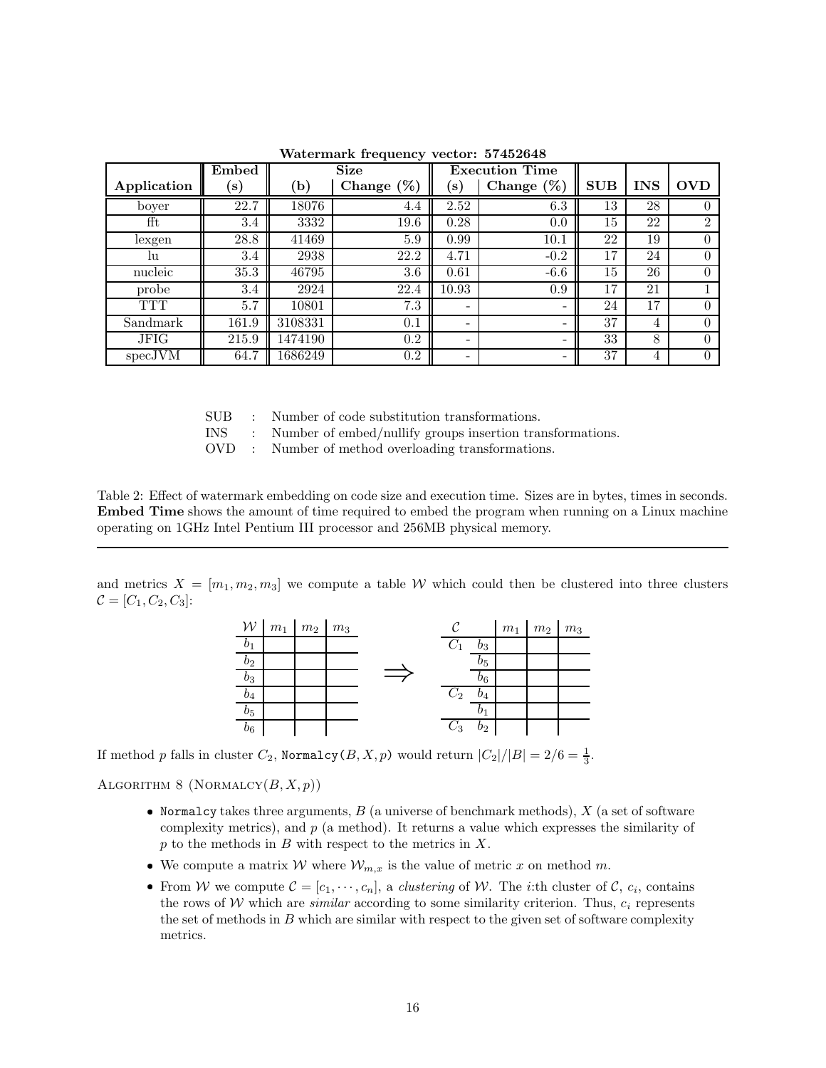**Watermark frequency vector: 57452648**

| Application | Embed (s) | Size (b) | Size Change (%) | Execution Time (s) | Execution Time Change (%) | SUB | INS | OVD |
|---|---|---|---|---|---|---|---|---|
| boyer | 22.7 | 18076 | 4.4 | 2.52 | 6.3 | 13 | 28 | 0 |
| fft | 3.4 | 3332 | 19.6 | 0.28 | 0.0 | 15 | 22 | 2 |
| lexgen | 28.8 | 41469 | 5.9 | 0.99 | 10.1 | 22 | 19 | 0 |
| lu | 3.4 | 2938 | 22.2 | 4.71 | -0.2 | 17 | 24 | 0 |
| nucleic | 35.3 | 46795 | 3.6 | 0.61 | -6.6 | 15 | 26 | 0 |
| probe | 3.4 | 2924 | 22.4 | 10.93 | 0.9 | 17 | 21 | 1 |
| TTT | 5.7 | 10801 | 7.3 | - | - | 24 | 17 | 0 |
| Sandmark | 161.9 | 3108331 | 0.1 | - | - | 37 | 4 | 0 |
| JFIG | 215.9 | 1474190 | 0.2 | - | - | 33 | 8 | 0 |
| specJVM | 64.7 | 1686249 | 0.2 | - | - | 37 | 4 | 0 |

SUB : Number of code substitution transformations.
INS : Number of embed/nullify groups insertion transformations.
OVD : Number of method overloading transformations.

Table 2: Effect of watermark embedding on code size and execution time. Sizes are in bytes, times in seconds. **Embed Time** shows the amount of time required to embed the program when running on a Linux machine operating on 1GHz Intel Pentium III processor and 256MB physical memory.

---

and metrics $X = [m_1, m_2, m_3]$ we compute a table $\mathcal{W}$ which could then be clustered into three clusters $\mathcal{C} = [C_1, C_2, C_3]$:

| $\mathcal{W}$ | $m_1$ | $m_2$ | $m_3$ |
|---|---|---|---|
| $b_1$ | | | |
| $b_2$ | | | |
| $b_3$ | | | |
| $b_4$ | | | |
| $b_5$ | | | |
| $b_6$ | | | |

$\Longrightarrow$

| $\mathcal{C}$ | | $m_1$ | $m_2$ | $m_3$ |
|---|---|---|---|---|
| $C_1$ | $b_3$ | | | |
| | $b_5$ | | | |
| | $b_6$ | | | |
| $C_2$ | $b_4$ | | | |
| | $b_1$ | | | |
| $C_3$ | $b_2$ | | | |

If method $p$ falls in cluster $C_2$, `Normalcy`$(B, X, p)$ would return $|C_2|/|B| = 2/6 = \frac{1}{3}$.

Algorithm 8 (Normalcy$(B, X, p)$)

- `Normalcy` takes three arguments, $B$ (a universe of benchmark methods), $X$ (a set of software complexity metrics), and $p$ (a method). It returns a value which expresses the similarity of $p$ to the methods in $B$ with respect to the metrics in $X$.
- We compute a matrix $\mathcal{W}$ where $\mathcal{W}_{m,x}$ is the value of metric $x$ on method $m$.
- From $\mathcal{W}$ we compute $\mathcal{C} = [c_1, \cdots, c_n]$, a *clustering* of $\mathcal{W}$. The $i$:th cluster of $\mathcal{C}$, $c_i$, contains the rows of $\mathcal{W}$ which are *similar* according to some similarity criterion. Thus, $c_i$ represents the set of methods in $B$ which are similar with respect to the given set of software complexity metrics.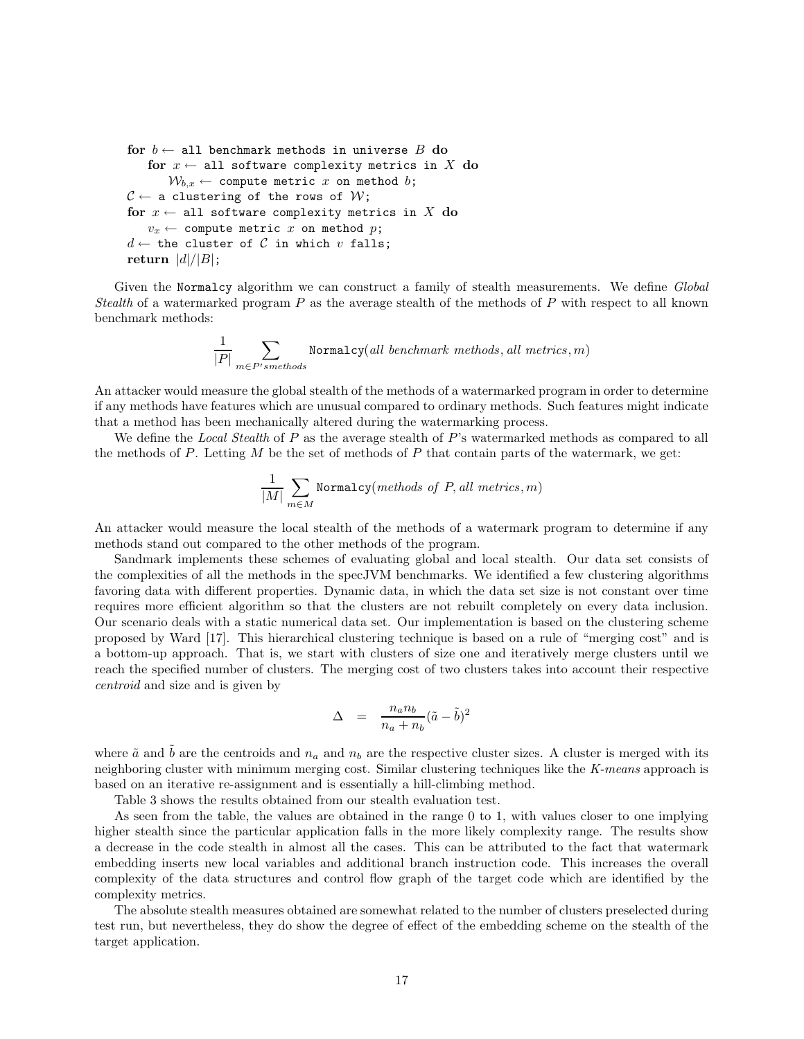```
for b ← all benchmark methods in universe B do
    for x ← all software complexity metrics in X do
        W_{b,x} ← compute metric x on method b;
C ← a clustering of the rows of W;
for x ← all software complexity metrics in X do
    v_x ← compute metric x on method p;
d ← the cluster of C in which v falls;
return |d|/|B|;
```

Given the `Normalcy` algorithm we can construct a family of stealth measurements. We define *Global Stealth* of a watermarked program $P$ as the average stealth of the methods of $P$ with respect to all known benchmark methods:

$$\frac{1}{|P|} \sum_{m \in P'smethods} \texttt{Normalcy}(\textit{all benchmark methods}, \textit{all metrics}, m)$$

An attacker would measure the global stealth of the methods of a watermarked program in order to determine if any methods have features which are unusual compared to ordinary methods. Such features might indicate that a method has been mechanically altered during the watermarking process.

We define the *Local Stealth* of $P$ as the average stealth of $P$'s watermarked methods as compared to all the methods of $P$. Letting $M$ be the set of methods of $P$ that contain parts of the watermark, we get:

$$\frac{1}{|M|} \sum_{m \in M} \texttt{Normalcy}(\textit{methods of } P, \textit{all metrics}, m)$$

An attacker would measure the local stealth of the methods of a watermark program to determine if any methods stand out compared to the other methods of the program.

Sandmark implements these schemes of evaluating global and local stealth. Our data set consists of the complexities of all the methods in the specJVM benchmarks. We identified a few clustering algorithms favoring data with different properties. Dynamic data, in which the data set size is not constant over time requires more efficient algorithm so that the clusters are not rebuilt completely on every data inclusion. Our scenario deals with a static numerical data set. Our implementation is based on the clustering scheme proposed by Ward [17]. This hierarchical clustering technique is based on a rule of "merging cost" and is a bottom-up approach. That is, we start with clusters of size one and iteratively merge clusters until we reach the specified number of clusters. The merging cost of two clusters takes into account their respective *centroid* and size and is given by

$$\Delta \quad = \quad \frac{n_a n_b}{n_a + n_b}(\tilde{a} - \tilde{b})^2$$

where $\tilde{a}$ and $\tilde{b}$ are the centroids and $n_a$ and $n_b$ are the respective cluster sizes. A cluster is merged with its neighboring cluster with minimum merging cost. Similar clustering techniques like the *K-means* approach is based on an iterative re-assignment and is essentially a hill-climbing method.

Table 3 shows the results obtained from our stealth evaluation test.

As seen from the table, the values are obtained in the range 0 to 1, with values closer to one implying higher stealth since the particular application falls in the more likely complexity range. The results show a decrease in the code stealth in almost all the cases. This can be attributed to the fact that watermark embedding inserts new local variables and additional branch instruction code. This increases the overall complexity of the data structures and control flow graph of the target code which are identified by the complexity metrics.

The absolute stealth measures obtained are somewhat related to the number of clusters preselected during test run, but nevertheless, they do show the degree of effect of the embedding scheme on the stealth of the target application.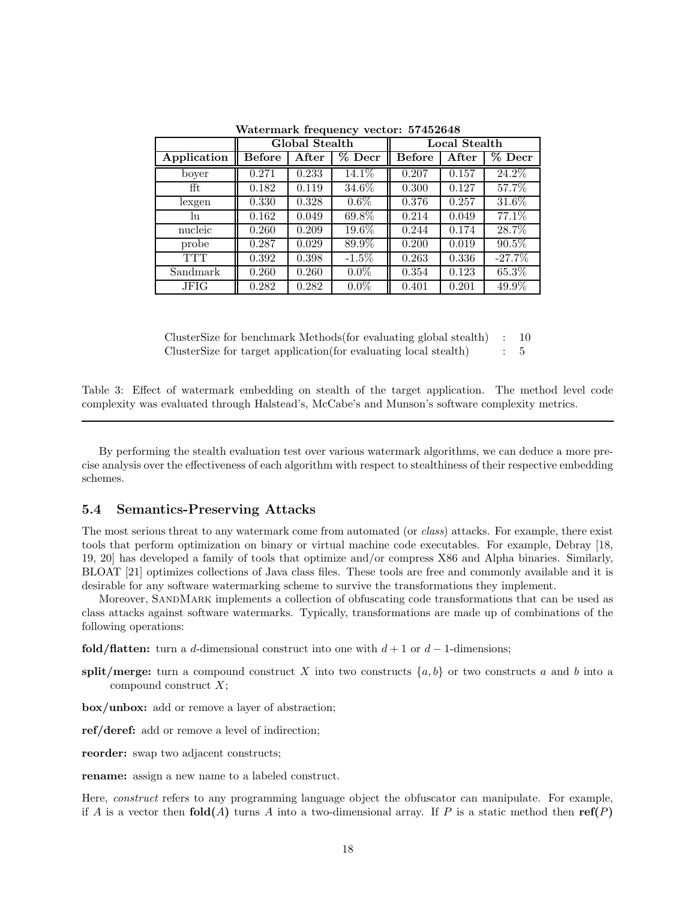**Watermark frequency vector: 57452648**

| Application | Global Stealth | | | Local Stealth | | |
|---|---|---|---|---|---|---|
| | Before | After | % Decr | Before | After | % Decr |
| boyer | 0.271 | 0.233 | 14.1% | 0.207 | 0.157 | 24.2% |
| fft | 0.182 | 0.119 | 34.6% | 0.300 | 0.127 | 57.7% |
| lexgen | 0.330 | 0.328 | 0.6% | 0.376 | 0.257 | 31.6% |
| lu | 0.162 | 0.049 | 69.8% | 0.214 | 0.049 | 77.1% |
| nucleic | 0.260 | 0.209 | 19.6% | 0.244 | 0.174 | 28.7% |
| probe | 0.287 | 0.029 | 89.9% | 0.200 | 0.019 | 90.5% |
| TTT | 0.392 | 0.398 | -1.5% | 0.263 | 0.336 | -27.7% |
| Sandmark | 0.260 | 0.260 | 0.0% | 0.354 | 0.123 | 65.3% |
| JFIG | 0.282 | 0.282 | 0.0% | 0.401 | 0.201 | 49.9% |

ClusterSize for benchmark Methods(for evaluating global stealth) : 10
ClusterSize for target application(for evaluating local stealth) : 5

Table 3: Effect of watermark embedding on stealth of the target application. The method level code complexity was evaluated through Halstead's, McCabe's and Munson's software complexity metrics.

By performing the stealth evaluation test over various watermark algorithms, we can deduce a more precise analysis over the effectiveness of each algorithm with respect to stealthiness of their respective embedding schemes.

### 5.4 Semantics-Preserving Attacks

The most serious threat to any watermark come from automated (or *class*) attacks. For example, there exist tools that perform optimization on binary or virtual machine code executables. For example, Debray [18, 19, 20] has developed a family of tools that optimize and/or compress X86 and Alpha binaries. Similarly, BLOAT [21] optimizes collections of Java class files. These tools are free and commonly available and it is desirable for any software watermarking scheme to survive the transformations they implement.

Moreover, SandMark implements a collection of obfuscating code transformations that can be used as class attacks against software watermarks. Typically, transformations are made up of combinations of the following operations:

**fold/flatten:** turn a $d$-dimensional construct into one with $d+1$ or $d-1$-dimensions;

**split/merge:** turn a compound construct $X$ into two constructs $\{a, b\}$ or two constructs $a$ and $b$ into a compound construct $X$;

**box/unbox:** add or remove a layer of abstraction;

**ref/deref:** add or remove a level of indirection;

**reorder:** swap two adjacent constructs;

**rename:** assign a new name to a labeled construct.

Here, *construct* refers to any programming language object the obfuscator can manipulate. For example, if $A$ is a vector then **fold**($A$) turns $A$ into a two-dimensional array. If $P$ is a static method then **ref**($P$)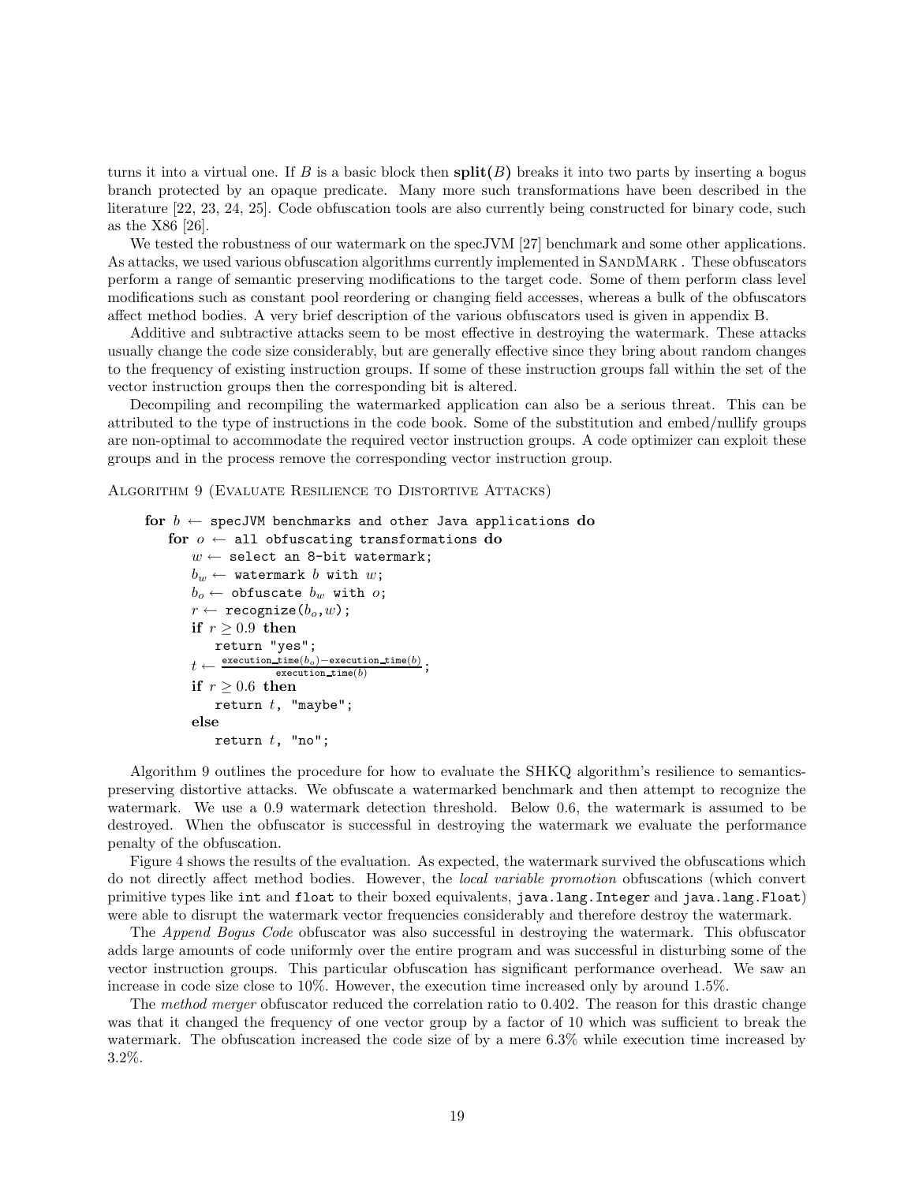turns it into a virtual one. If $B$ is a basic block then **split**$(B)$ breaks it into two parts by inserting a bogus branch protected by an opaque predicate. Many more such transformations have been described in the literature [22, 23, 24, 25]. Code obfuscation tools are also currently being constructed for binary code, such as the X86 [26].

We tested the robustness of our watermark on the specJVM [27] benchmark and some other applications. As attacks, we used various obfuscation algorithms currently implemented in SandMark . These obfuscators perform a range of semantic preserving modifications to the target code. Some of them perform class level modifications such as constant pool reordering or changing field accesses, whereas a bulk of the obfuscators affect method bodies. A very brief description of the various obfuscators used is given in appendix B.

Additive and subtractive attacks seem to be most effective in destroying the watermark. These attacks usually change the code size considerably, but are generally effective since they bring about random changes to the frequency of existing instruction groups. If some of these instruction groups fall within the set of the vector instruction groups then the corresponding bit is altered.

Decompiling and recompiling the watermarked application can also be a serious threat. This can be attributed to the type of instructions in the code book. Some of the substitution and embed/nullify groups are non-optimal to accommodate the required vector instruction groups. A code optimizer can exploit these groups and in the process remove the corresponding vector instruction group.

Algorithm 9 (Evaluate Resilience to Distortive Attacks)

```
for b ← specJVM benchmarks and other Java applications do
   for o ← all obfuscating transformations do
      w ← select an 8-bit watermark;
      b_w ← watermark b with w;
      b_o ← obfuscate b_w with o;
      r ← recognize(b_o,w);
      if r ≥ 0.9 then
         return "yes";
      t ← (execution_time(b_o)−execution_time(b)) / execution_time(b);
      if r ≥ 0.6 then
         return t, "maybe";
      else
         return t, "no";
```

Algorithm 9 outlines the procedure for how to evaluate the SHKQ algorithm's resilience to semantics-preserving distortive attacks. We obfuscate a watermarked benchmark and then attempt to recognize the watermark. We use a 0.9 watermark detection threshold. Below 0.6, the watermark is assumed to be destroyed. When the obfuscator is successful in destroying the watermark we evaluate the performance penalty of the obfuscation.

Figure 4 shows the results of the evaluation. As expected, the watermark survived the obfuscations which do not directly affect method bodies. However, the *local variable promotion* obfuscations (which convert primitive types like `int` and `float` to their boxed equivalents, `java.lang.Integer` and `java.lang.Float`) were able to disrupt the watermark vector frequencies considerably and therefore destroy the watermark.

The *Append Bogus Code* obfuscator was also successful in destroying the watermark. This obfuscator adds large amounts of code uniformly over the entire program and was successful in disturbing some of the vector instruction groups. This particular obfuscation has significant performance overhead. We saw an increase in code size close to 10%. However, the execution time increased only by around 1.5%.

The *method merger* obfuscator reduced the correlation ratio to 0.402. The reason for this drastic change was that it changed the frequency of one vector group by a factor of 10 which was sufficient to break the watermark. The obfuscation increased the code size of by a mere 6.3% while execution time increased by 3.2%.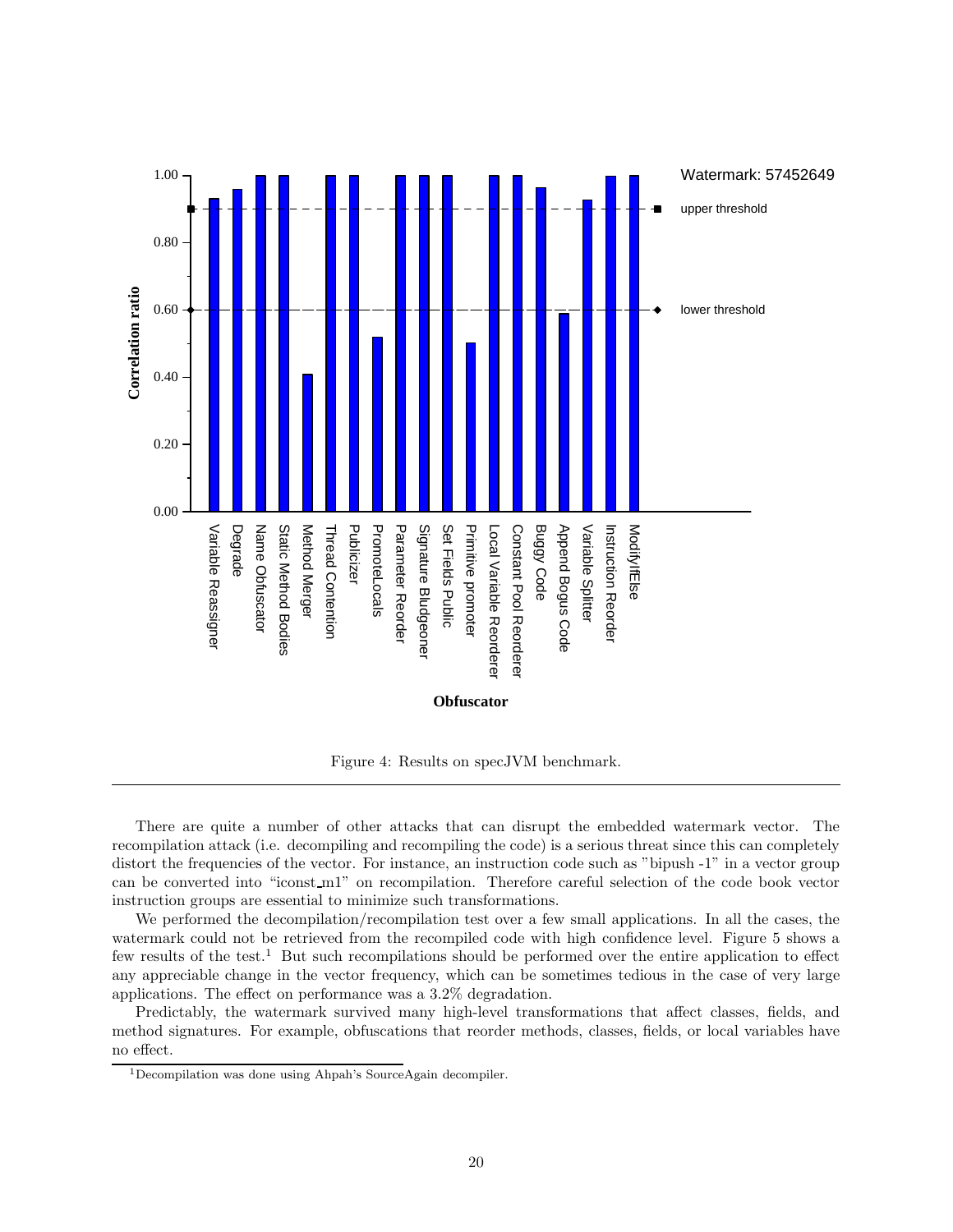Figure 4: Results on specJVM benchmark.

There are quite a number of other attacks that can disrupt the embedded watermark vector. The recompilation attack (i.e. decompiling and recompiling the code) is a serious threat since this can completely distort the frequencies of the vector. For instance, an instruction code such as "bipush -1" in a vector group can be converted into "iconst_m1" on recompilation. Therefore careful selection of the code book vector instruction groups are essential to minimize such transformations.

We performed the decompilation/recompilation test over a few small applications. In all the cases, the watermark could not be retrieved from the recompiled code with high confidence level. Figure 5 shows a few results of the test.[1] But such recompilations should be performed over the entire application to effect any appreciable change in the vector frequency, which can be sometimes tedious in the case of very large applications. The effect on performance was a 3.2% degradation.

Predictably, the watermark survived many high-level transformations that affect classes, fields, and method signatures. For example, obfuscations that reorder methods, classes, fields, or local variables have no effect.

[1] Decompilation was done using Ahpah's SourceAgain decompiler.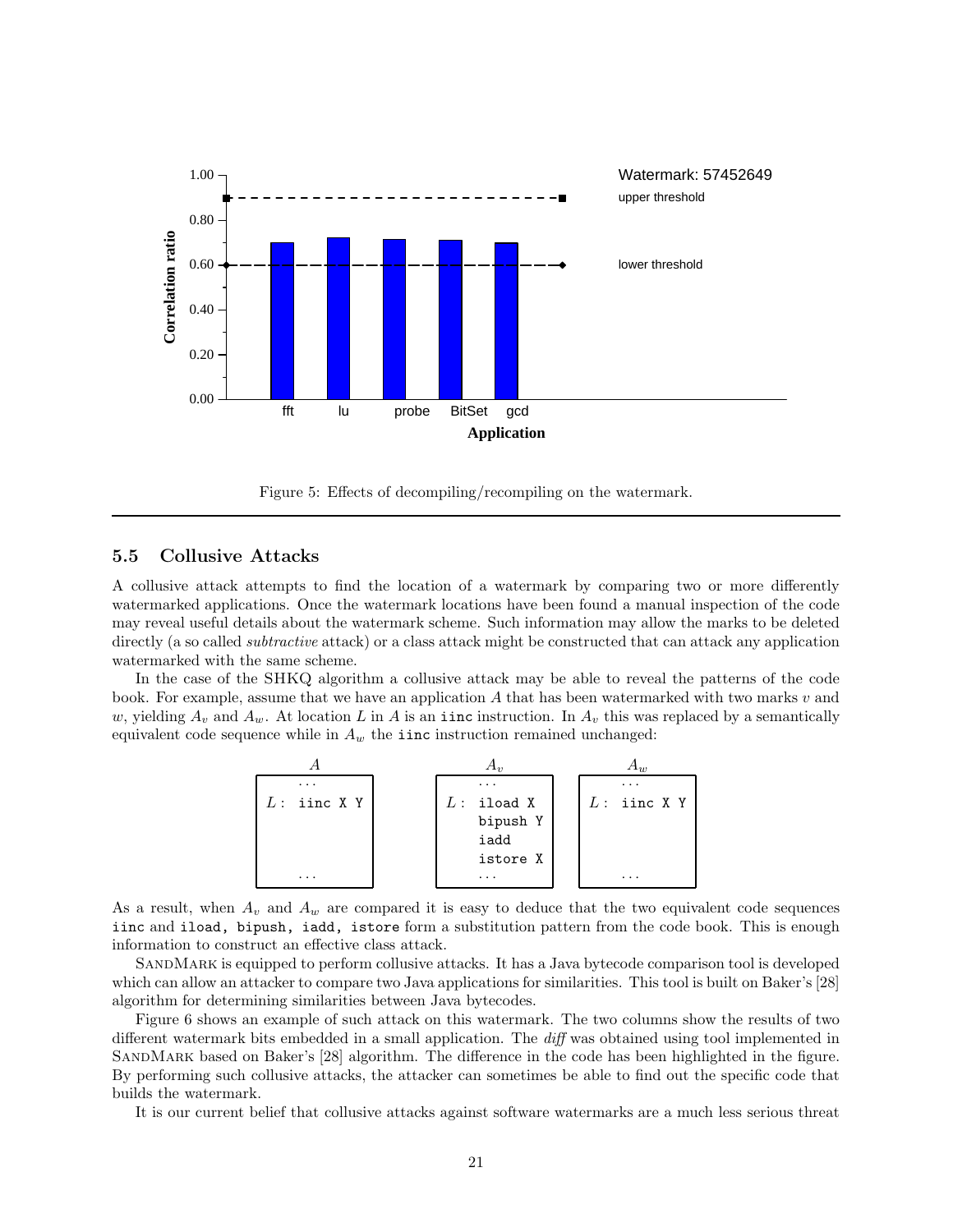Figure 5: Effects of decompiling/recompiling on the watermark.

### 5.5 Collusive Attacks

A collusive attack attempts to find the location of a watermark by comparing two or more differently watermarked applications. Once the watermark locations have been found a manual inspection of the code may reveal useful details about the watermark scheme. Such information may allow the marks to be deleted directly (a so called *subtractive* attack) or a class attack might be constructed that can attack any application watermarked with the same scheme.

In the case of the SHKQ algorithm a collusive attack may be able to reveal the patterns of the code book. For example, assume that we have an application $A$ that has been watermarked with two marks $v$ and $w$, yielding $A_v$ and $A_w$. At location $L$ in $A$ is an `iinc` instruction. In $A_v$ this was replaced by a semantically equivalent code sequence while in $A_w$ the `iinc` instruction remained unchanged:

| $A$ | $A_v$ | $A_w$ |
|---|---|---|
| ... | ... | ... |
| $L$: `iinc X Y` | $L$: `iload X` | $L$: `iinc X Y` |
| | `bipush Y` | |
| | `iadd` | |
| | `istore X` | |
| ... | ... | ... |

As a result, when $A_v$ and $A_w$ are compared it is easy to deduce that the two equivalent code sequences `iinc` and `iload, bipush, iadd, istore` form a substitution pattern from the code book. This is enough information to construct an effective class attack.

SandMark is equipped to perform collusive attacks. It has a Java bytecode comparison tool is developed which can allow an attacker to compare two Java applications for similarities. This tool is built on Baker's [28] algorithm for determining similarities between Java bytecodes.

Figure 6 shows an example of such attack on this watermark. The two columns show the results of two different watermark bits embedded in a small application. The *diff* was obtained using tool implemented in SandMark based on Baker's [28] algorithm. The difference in the code has been highlighted in the figure. By performing such collusive attacks, the attacker can sometimes be able to find out the specific code that builds the watermark.

It is our current belief that collusive attacks against software watermarks are a much less serious threat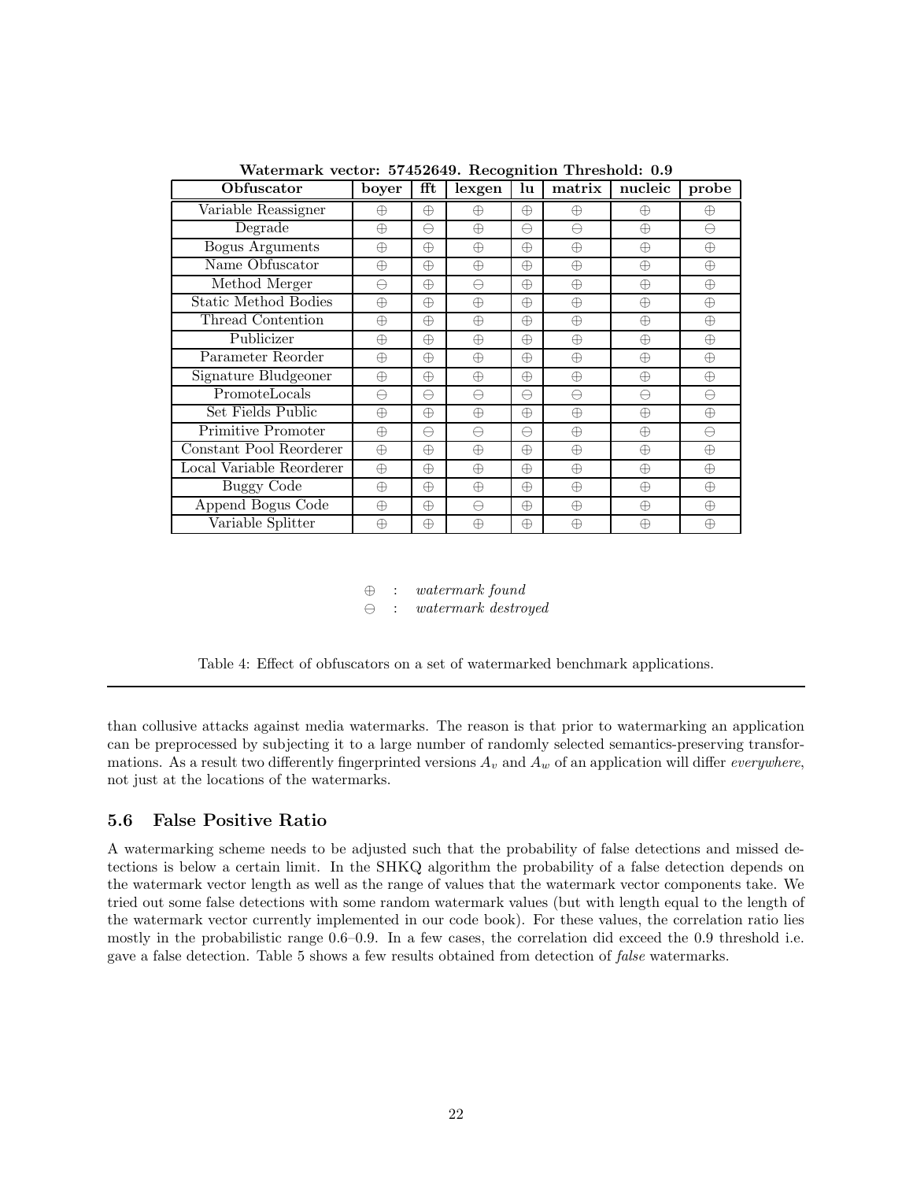**Watermark vector: 57452649. Recognition Threshold: 0.9**

| Obfuscator | boyer | fft | lexgen | lu | matrix | nucleic | probe |
|---|---|---|---|---|---|---|---|
| Variable Reassigner | ⊕ | ⊕ | ⊕ | ⊕ | ⊕ | ⊕ | ⊕ |
| Degrade | ⊕ | ⊖ | ⊕ | ⊖ | ⊖ | ⊕ | ⊖ |
| Bogus Arguments | ⊕ | ⊕ | ⊕ | ⊕ | ⊕ | ⊕ | ⊕ |
| Name Obfuscator | ⊕ | ⊕ | ⊕ | ⊕ | ⊕ | ⊕ | ⊕ |
| Method Merger | ⊖ | ⊕ | ⊖ | ⊕ | ⊕ | ⊕ | ⊕ |
| Static Method Bodies | ⊕ | ⊕ | ⊕ | ⊕ | ⊕ | ⊕ | ⊕ |
| Thread Contention | ⊕ | ⊕ | ⊕ | ⊕ | ⊕ | ⊕ | ⊕ |
| Publicizer | ⊕ | ⊕ | ⊕ | ⊕ | ⊕ | ⊕ | ⊕ |
| Parameter Reorder | ⊕ | ⊕ | ⊕ | ⊕ | ⊕ | ⊕ | ⊕ |
| Signature Bludgeoner | ⊕ | ⊕ | ⊕ | ⊕ | ⊕ | ⊕ | ⊕ |
| PromoteLocals | ⊖ | ⊖ | ⊖ | ⊖ | ⊖ | ⊖ | ⊖ |
| Set Fields Public | ⊕ | ⊕ | ⊕ | ⊕ | ⊕ | ⊕ | ⊕ |
| Primitive Promoter | ⊕ | ⊖ | ⊖ | ⊖ | ⊕ | ⊕ | ⊖ |
| Constant Pool Reorderer | ⊕ | ⊕ | ⊕ | ⊕ | ⊕ | ⊕ | ⊕ |
| Local Variable Reorderer | ⊕ | ⊕ | ⊕ | ⊕ | ⊕ | ⊕ | ⊕ |
| Buggy Code | ⊕ | ⊕ | ⊕ | ⊕ | ⊕ | ⊕ | ⊕ |
| Append Bogus Code | ⊕ | ⊕ | ⊖ | ⊕ | ⊕ | ⊕ | ⊕ |
| Variable Splitter | ⊕ | ⊕ | ⊕ | ⊕ | ⊕ | ⊕ | ⊕ |

⊕ : *watermark found*
⊖ : *watermark destroyed*

Table 4: Effect of obfuscators on a set of watermarked benchmark applications.

than collusive attacks against media watermarks. The reason is that prior to watermarking an application can be preprocessed by subjecting it to a large number of randomly selected semantics-preserving transformations. As a result two differently fingerprinted versions $A_v$ and $A_w$ of an application will differ *everywhere*, not just at the locations of the watermarks.

### 5.6 False Positive Ratio

A watermarking scheme needs to be adjusted such that the probability of false detections and missed detections is below a certain limit. In the SHKQ algorithm the probability of a false detection depends on the watermark vector length as well as the range of values that the watermark vector components take. We tried out some false detections with some random watermark values (but with length equal to the length of the watermark vector currently implemented in our code book). For these values, the correlation ratio lies mostly in the probabilistic range 0.6–0.9. In a few cases, the correlation did exceed the 0.9 threshold i.e. gave a false detection. Table 5 shows a few results obtained from detection of *false* watermarks.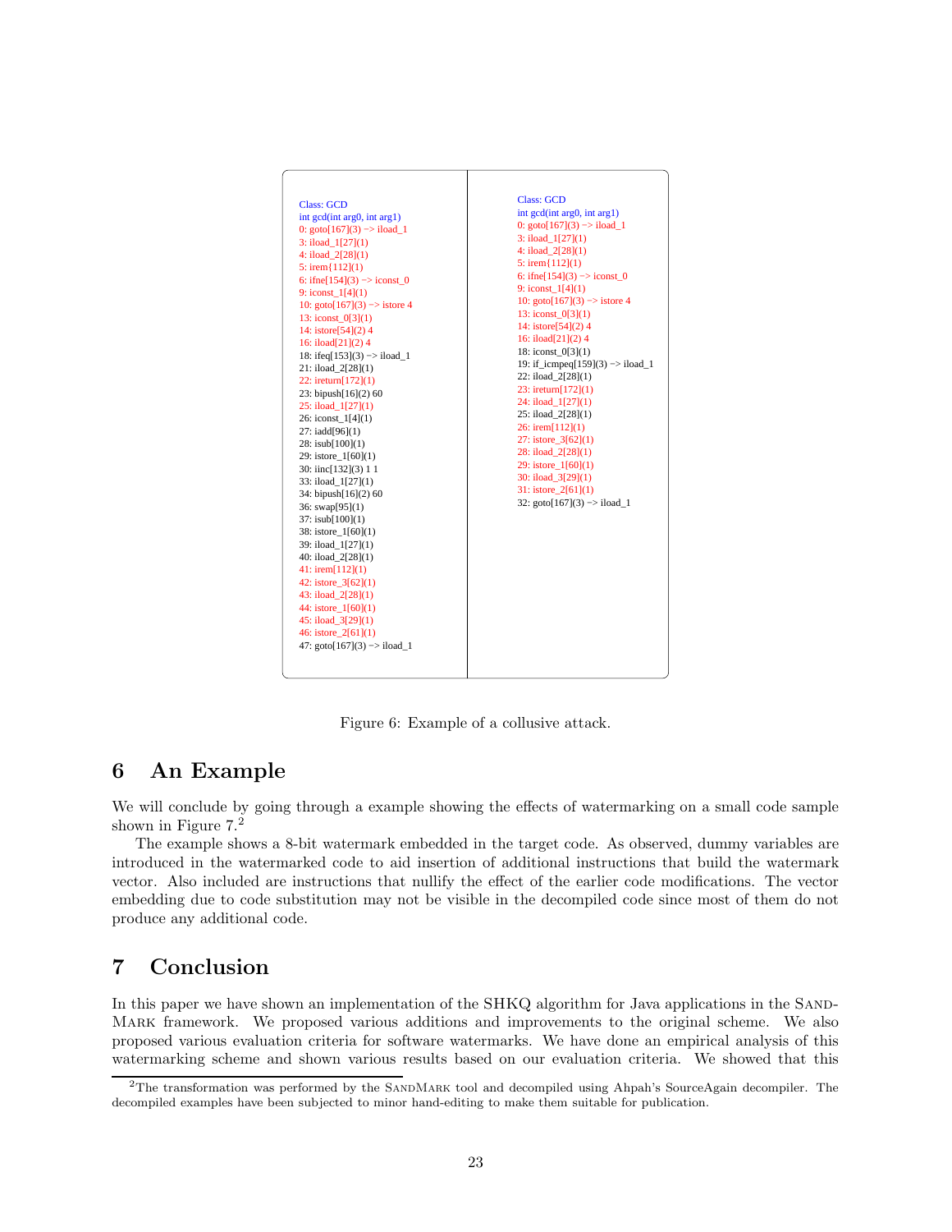```
Class: GCD
int gcd(int arg0, int arg1)
0: goto[167](3) -> iload_1
3: iload_1[27](1)
4: iload_2[28](1)
5: irem{112](1)
6: ifne[154](3) -> iconst_0
9: iconst_1[4](1)
10: goto[167](3) -> istore 4
13: iconst_0[3](1)
14: istore[54](2) 4
16: iload[21](2) 4
18: ifeq[153](3) -> iload_1
21: iload_2[28](1)
22: ireturn[172](1)
23: bipush[16](2) 60
25: iload_1[27](1)
26: iconst_1[4](1)
27: iadd[96](1)
28: isub[100](1)
29: istore_1[60](1)
30: iinc[132](3) 1 1
33: iload_1[27](1)
34: bipush[16](2) 60
36: swap[95](1)
37: isub[100](1)
38: istore_1[60](1)
39: iload_1[27](1)
40: iload_2[28](1)
41: irem[112](1)
42: istore_3[62](1)
43: iload_2[28](1)
44: istore_1[60](1)
45: iload_3[29](1)
46: istore_2[61](1)
47: goto[167](3) -> iload_1
```

```
Class: GCD
int gcd(int arg0, int arg1)
0: goto[167](3) -> iload_1
3: iload_1[27](1)
4: iload_2[28](1)
5: irem{112](1)
6: ifne[154](3) -> iconst_0
9: iconst_1[4](1)
10: goto[167](3) -> istore 4
13: iconst_0[3](1)
14: istore[54](2) 4
16: iload[21](2) 4
18: iconst_0[3](1)
19: if_icmpeq[159](3) -> iload_1
22: iload_2[28](1)
23: ireturn[172](1)
24: iload_1[27](1)
25: iload_2[28](1)
26: irem[112](1)
27: istore_3[62](1)
28: iload_2[28](1)
29: istore_1[60](1)
30: iload_3[29](1)
31: istore_2[61](1)
32: goto[167](3) -> iload_1
```

Figure 6: Example of a collusive attack.

## 6 An Example

We will conclude by going through a example showing the effects of watermarking on a small code sample shown in Figure 7.[2]

The example shows a 8-bit watermark embedded in the target code. As observed, dummy variables are introduced in the watermarked code to aid insertion of additional instructions that build the watermark vector. Also included are instructions that nullify the effect of the earlier code modifications. The vector embedding due to code substitution may not be visible in the decompiled code since most of them do not produce any additional code.

## 7 Conclusion

In this paper we have shown an implementation of the SHKQ algorithm for Java applications in the SandMark framework. We proposed various additions and improvements to the original scheme. We also proposed various evaluation criteria for software watermarks. We have done an empirical analysis of this watermarking scheme and shown various results based on our evaluation criteria. We showed that this

[2] The transformation was performed by the SandMark tool and decompiled using Ahpah's SourceAgain decompiler. The decompiled examples have been subjected to minor hand-editing to make them suitable for publication.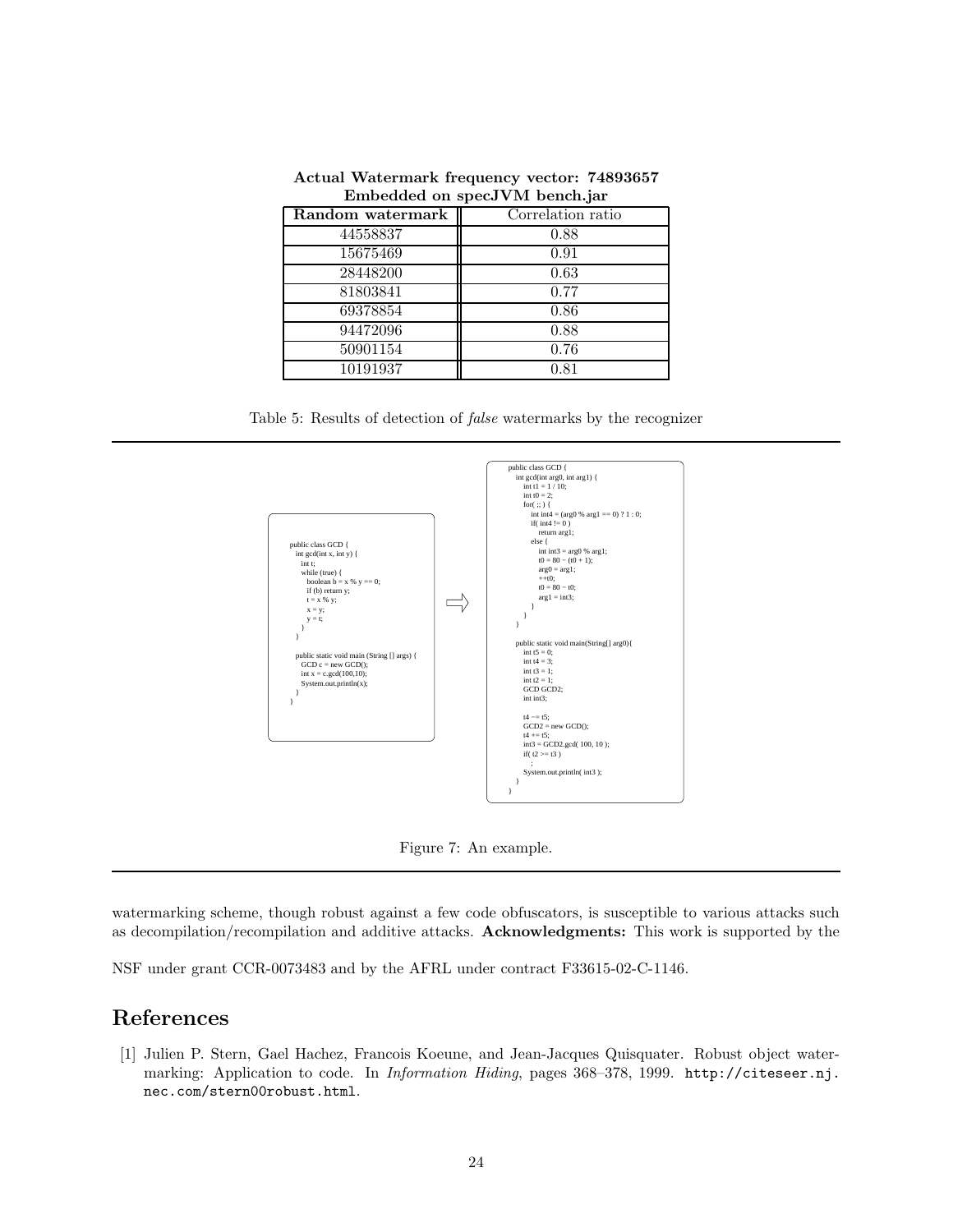**Actual Watermark frequency vector: 74893657**
**Embedded on specJVM bench.jar**

| Random watermark | Correlation ratio |
|---|---|
| 44558837 | 0.88 |
| 15675469 | 0.91 |
| 28448200 | 0.63 |
| 81803841 | 0.77 |
| 69378854 | 0.86 |
| 94472096 | 0.88 |
| 50901154 | 0.76 |
| 10191937 | 0.81 |

Table 5: Results of detection of *false* watermarks by the recognizer

```java
public class GCD {
  int gcd(int x, int y) {
    int t;
    while (true) {
      boolean b = x % y == 0;
      if (b) return y;
      t = x % y;
      x = y;
      y = t;
    }
  }

  public static void main (String [] args) {
    GCD c = new GCD();
    int x = c.gcd(100,10);
    System.out.println(x);
  }
}
```

⇒

```java
public class GCD {
  int gcd(int arg0, int arg1) {
    int t1 = 1 / 10;
    int t0 = 2;
    for( ;; ) {
      int int4 = (arg0 % arg1 == 0) ? 1 : 0;
      if( int4 != 0 )
        return arg1;
      else {
        int int3 = arg0 % arg1;
        t0 = 80 − (t0 + 1);
        arg0 = arg1;
        ++t0;
        t0 = 80 − t0;
        arg1 = int3;
      }
    }
  }

  public static void main(String[] arg0){
    int t5 = 0;
    int t4 = 3;
    int t3 = 1;
    int t2 = 1;
    GCD GCD2;
    int int3;

    t4 −= t5;
    GCD2 = new GCD();
    t4 += t5;
    int3 = GCD2.gcd( 100, 10 );
    if( t2 >= t3 )
      ;
    System.out.println( int3 );
  }
}
```

Figure 7: An example.

watermarking scheme, though robust against a few code obfuscators, is susceptible to various attacks such as decompilation/recompilation and additive attacks. **Acknowledgments:** This work is supported by the

NSF under grant CCR-0073483 and by the AFRL under contract F33615-02-C-1146.

# References

[1] Julien P. Stern, Gael Hachez, Francois Koeune, and Jean-Jacques Quisquater. Robust object watermarking: Application to code. In *Information Hiding*, pages 368–378, 1999. `http://citeseer.nj.nec.com/stern00robust.html`.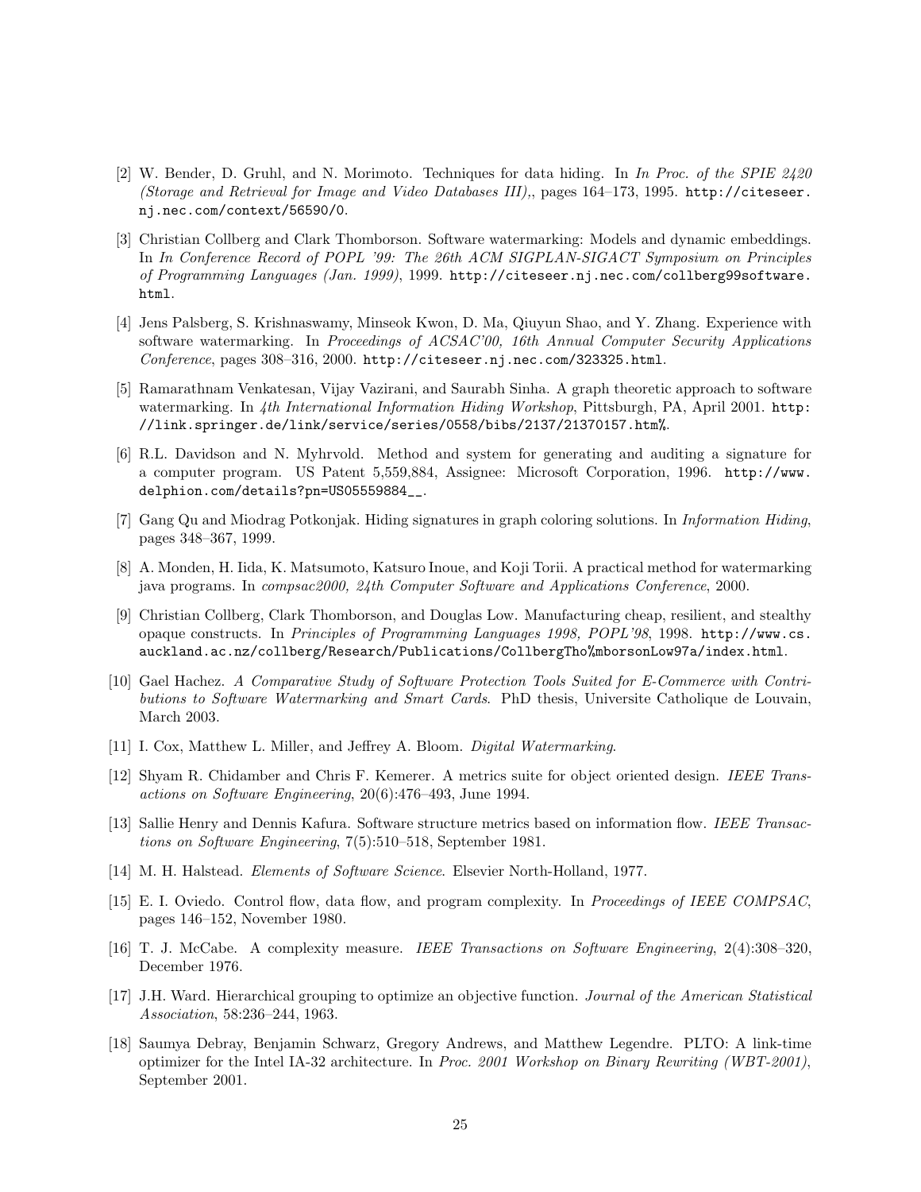[2] W. Bender, D. Gruhl, and N. Morimoto. Techniques for data hiding. In *In Proc. of the SPIE 2420 (Storage and Retrieval for Image and Video Databases III),*, pages 164–173, 1995. http://citeseer.nj.nec.com/context/56590/0.

[3] Christian Collberg and Clark Thomborson. Software watermarking: Models and dynamic embeddings. In *In Conference Record of POPL '99: The 26th ACM SIGPLAN-SIGACT Symposium on Principles of Programming Languages (Jan. 1999)*, 1999. http://citeseer.nj.nec.com/collberg99software.html.

[4] Jens Palsberg, S. Krishnaswamy, Minseok Kwon, D. Ma, Qiuyun Shao, and Y. Zhang. Experience with software watermarking. In *Proceedings of ACSAC'00, 16th Annual Computer Security Applications Conference*, pages 308–316, 2000. http://citeseer.nj.nec.com/323325.html.

[5] Ramarathnam Venkatesan, Vijay Vazirani, and Saurabh Sinha. A graph theoretic approach to software watermarking. In *4th International Information Hiding Workshop*, Pittsburgh, PA, April 2001. http://link.springer.de/link/service/series/0558/bibs/2137/21370157.htm%.

[6] R.L. Davidson and N. Myhrvold. Method and system for generating and auditing a signature for a computer program. US Patent 5,559,884, Assignee: Microsoft Corporation, 1996. http://www.delphion.com/details?pn=US05559884__.

[7] Gang Qu and Miodrag Potkonjak. Hiding signatures in graph coloring solutions. In *Information Hiding*, pages 348–367, 1999.

[8] A. Monden, H. Iida, K. Matsumoto, Katsuro Inoue, and Koji Torii. A practical method for watermarking java programs. In *compsac2000, 24th Computer Software and Applications Conference*, 2000.

[9] Christian Collberg, Clark Thomborson, and Douglas Low. Manufacturing cheap, resilient, and stealthy opaque constructs. In *Principles of Programming Languages 1998, POPL'98*, 1998. http://www.cs.auckland.ac.nz/collberg/Research/Publications/CollbergTho%mborsonLow97a/index.html.

[10] Gael Hachez. *A Comparative Study of Software Protection Tools Suited for E-Commerce with Contributions to Software Watermarking and Smart Cards*. PhD thesis, Universite Catholique de Louvain, March 2003.

[11] I. Cox, Matthew L. Miller, and Jeffrey A. Bloom. *Digital Watermarking*.

[12] Shyam R. Chidamber and Chris F. Kemerer. A metrics suite for object oriented design. *IEEE Transactions on Software Engineering*, 20(6):476–493, June 1994.

[13] Sallie Henry and Dennis Kafura. Software structure metrics based on information flow. *IEEE Transactions on Software Engineering*, 7(5):510–518, September 1981.

[14] M. H. Halstead. *Elements of Software Science*. Elsevier North-Holland, 1977.

[15] E. I. Oviedo. Control flow, data flow, and program complexity. In *Proceedings of IEEE COMPSAC*, pages 146–152, November 1980.

[16] T. J. McCabe. A complexity measure. *IEEE Transactions on Software Engineering*, 2(4):308–320, December 1976.

[17] J.H. Ward. Hierarchical grouping to optimize an objective function. *Journal of the American Statistical Association*, 58:236–244, 1963.

[18] Saumya Debray, Benjamin Schwarz, Gregory Andrews, and Matthew Legendre. PLTO: A link-time optimizer for the Intel IA-32 architecture. In *Proc. 2001 Workshop on Binary Rewriting (WBT-2001)*, September 2001.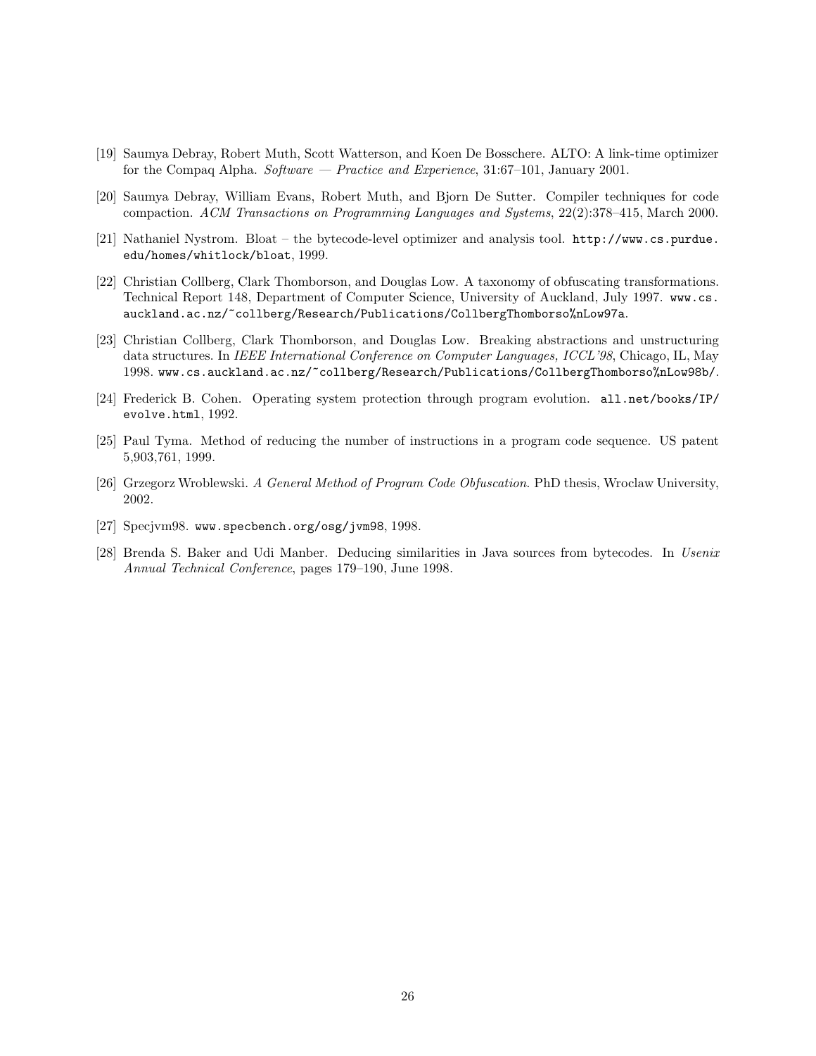[19] Saumya Debray, Robert Muth, Scott Watterson, and Koen De Bosschere. ALTO: A link-time optimizer for the Compaq Alpha. *Software — Practice and Experience*, 31:67–101, January 2001.

[20] Saumya Debray, William Evans, Robert Muth, and Bjorn De Sutter. Compiler techniques for code compaction. *ACM Transactions on Programming Languages and Systems*, 22(2):378–415, March 2000.

[21] Nathaniel Nystrom. Bloat – the bytecode-level optimizer and analysis tool. `http://www.cs.purdue.edu/homes/whitlock/bloat`, 1999.

[22] Christian Collberg, Clark Thomborson, and Douglas Low. A taxonomy of obfuscating transformations. Technical Report 148, Department of Computer Science, University of Auckland, July 1997. `www.cs.auckland.ac.nz/~collberg/Research/Publications/CollbergThomborso%nLow97a`.

[23] Christian Collberg, Clark Thomborson, and Douglas Low. Breaking abstractions and unstructuring data structures. In *IEEE International Conference on Computer Languages, ICCL'98*, Chicago, IL, May 1998. `www.cs.auckland.ac.nz/~collberg/Research/Publications/CollbergThomborso%nLow98b/`.

[24] Frederick B. Cohen. Operating system protection through program evolution. `all.net/books/IP/evolve.html`, 1992.

[25] Paul Tyma. Method of reducing the number of instructions in a program code sequence. US patent 5,903,761, 1999.

[26] Grzegorz Wroblewski. *A General Method of Program Code Obfuscation*. PhD thesis, Wroclaw University, 2002.

[27] Specjvm98. `www.specbench.org/osg/jvm98`, 1998.

[28] Brenda S. Baker and Udi Manber. Deducing similarities in Java sources from bytecodes. In *Usenix Annual Technical Conference*, pages 179–190, June 1998.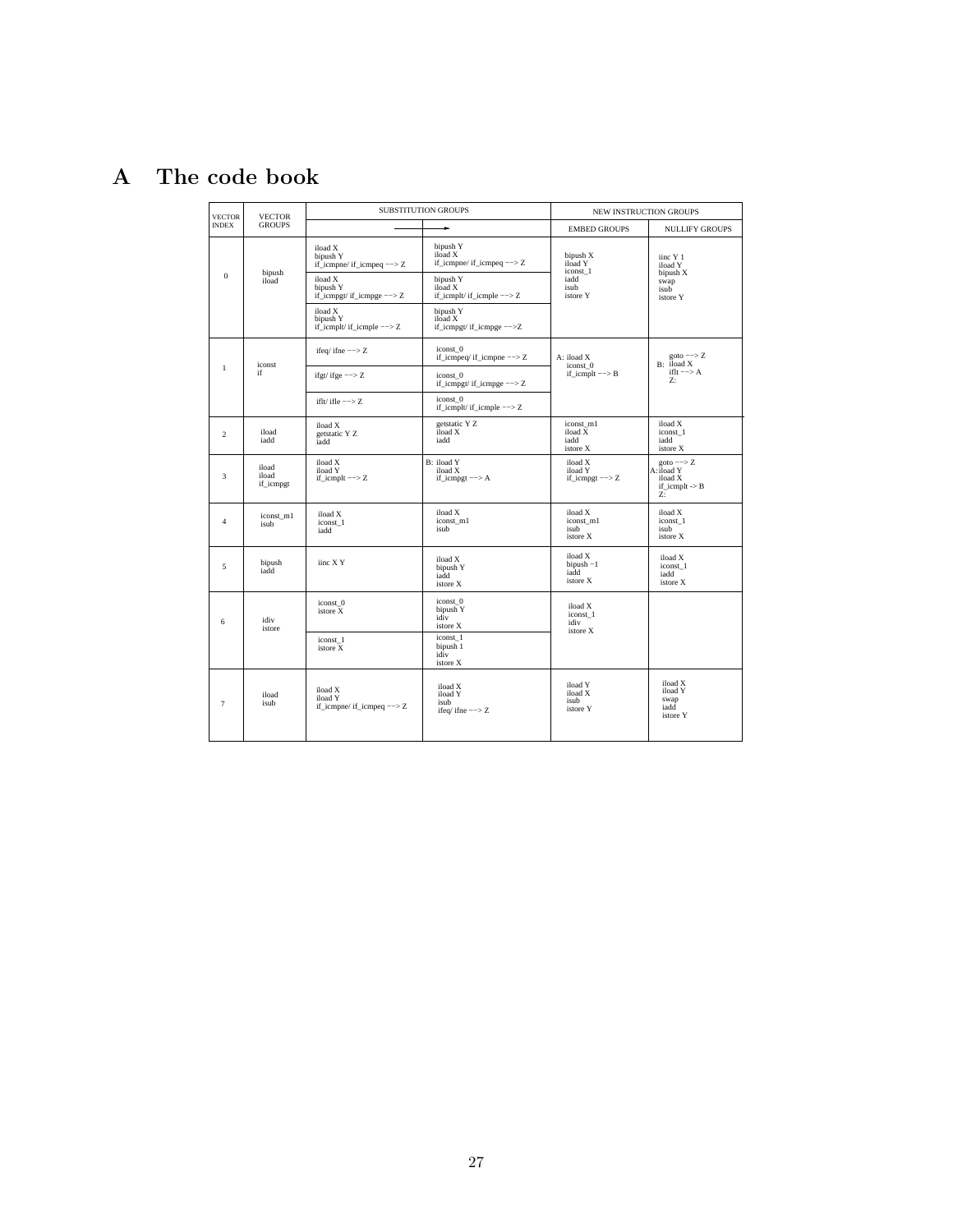# A The code book

| VECTOR INDEX | VECTOR GROUPS | SUBSTITUTION GROUPS | | NEW INSTRUCTION GROUPS | |
|---|---|---|---|---|---|
| | | ⟶ | | EMBED GROUPS | NULLIFY GROUPS |
| 0 | bipush iload | iload X bipush Y if_icmpne/ if_icmpeq −−> Z | bipush Y iload X if_icmpne/ if_icmpeq −−> Z | bipush X iload Y iconst_1 iadd isub istore Y | iinc Y 1 iload Y bipush X swap isub istore Y |
| | | iload X bipush Y if_icmpgt/ if_icmpge −−> Z | bipush Y iload X if_icmplt/ if_icmple −−> Z | | |
| | | iload X bipush Y if_icmplt/ if_icmple −−> Z | bipush Y iload X if_icmpgt/ if_icmpge −−>Z | | |
| 1 | iconst if | ifeq/ ifne −−> Z | iconst_0 if_icmpeq/ if_icmpne −−> Z | A: iload X iconst_0 if_icmplt −−> B | goto −−> Z B: iload X iflt −−> A Z: |
| | | ifgt/ ifge −−> Z | iconst_0 if_icmpgt/ if_icmpge −−> Z | | |
| | | iflt/ ifle −−> Z | iconst_0 if_icmplt/ if_icmple −−> Z | | |
| 2 | iload iadd | iload X getstatic Y Z iadd | getstatic Y Z iload X iadd | iconst_m1 iload X iadd istore X | iload X iconst_1 iadd istore X |
| 3 | iload iload if_icmpgt | iload X iload Y if_icmplt −−> Z | B: iload Y iload X if_icmpgt −−> A | iload X iload Y if_icmpgt −−> Z | goto −−> Z A: iload Y iload X if_icmplt -> B Z: |
| 4 | iconst_m1 isub | iload X iconst_1 iadd | iload X iconst_m1 isub | iload X iconst_m1 isub istore X | iload X iconst_1 isub istore X |
| 5 | bipush iadd | iinc X Y | iload X bipush Y iadd istore X | iload X bipush −1 iadd istore X | iload X iconst_1 iadd istore X |
| 6 | idiv istore | iconst_0 istore X | iconst_0 bipush Y idiv istore X | iload X iconst_1 idiv istore X | |
| | | iconst_1 istore X | iconst_1 bipush 1 idiv istore X | | |
| 7 | iload isub | iload X iload Y if_icmpne/ if_icmpeq −−> Z | iload X iload Y isub ifeq/ ifne −−> Z | iload Y iload X isub istore Y | iload X iload Y swap iadd istore Y |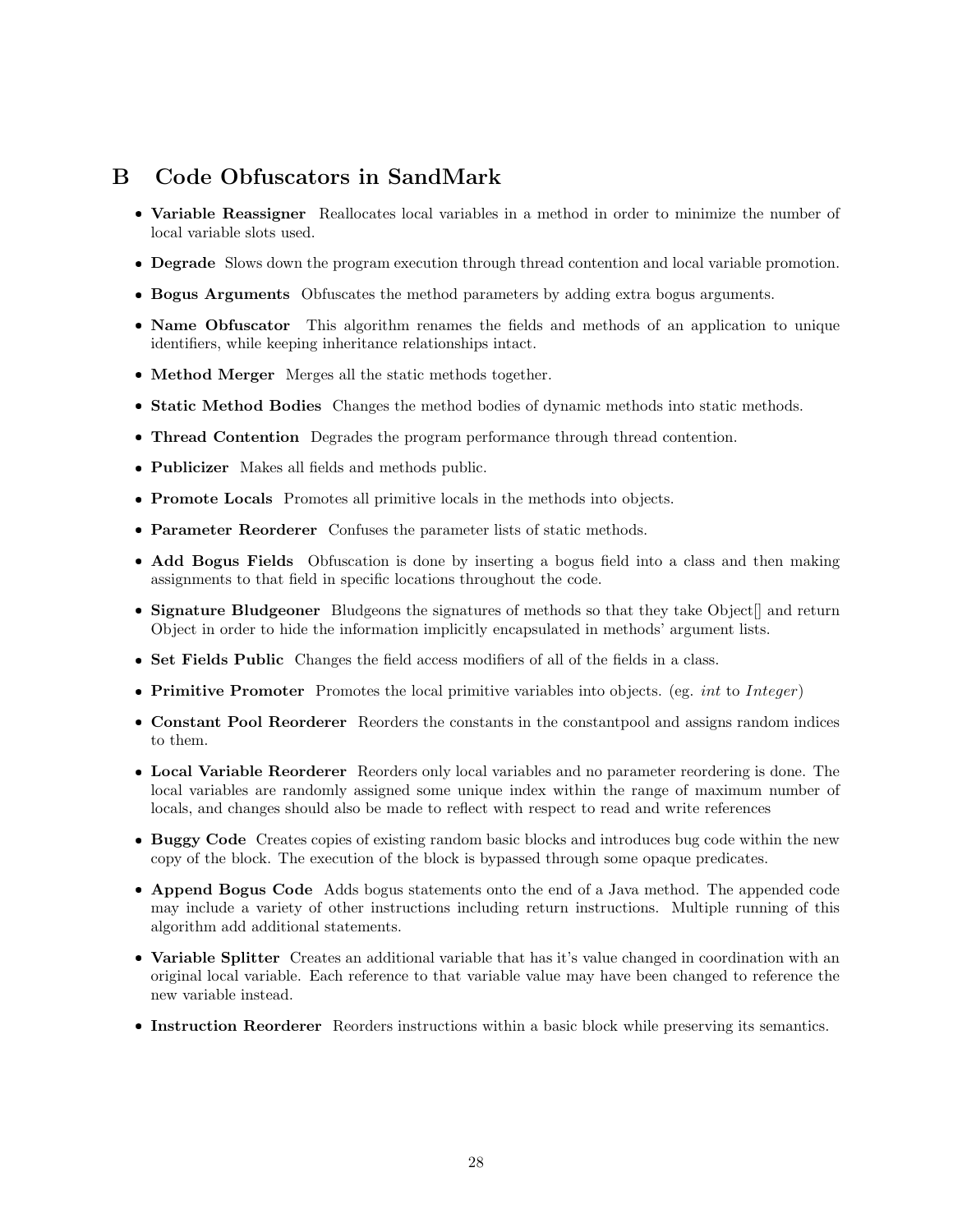## B Code Obfuscators in SandMark

- **Variable Reassigner** Reallocates local variables in a method in order to minimize the number of local variable slots used.
- **Degrade** Slows down the program execution through thread contention and local variable promotion.
- **Bogus Arguments** Obfuscates the method parameters by adding extra bogus arguments.
- **Name Obfuscator** This algorithm renames the fields and methods of an application to unique identifiers, while keeping inheritance relationships intact.
- **Method Merger** Merges all the static methods together.
- **Static Method Bodies** Changes the method bodies of dynamic methods into static methods.
- **Thread Contention** Degrades the program performance through thread contention.
- **Publicizer** Makes all fields and methods public.
- **Promote Locals** Promotes all primitive locals in the methods into objects.
- **Parameter Reorderer** Confuses the parameter lists of static methods.
- **Add Bogus Fields** Obfuscation is done by inserting a bogus field into a class and then making assignments to that field in specific locations throughout the code.
- **Signature Bludgeoner** Bludgeons the signatures of methods so that they take Object[] and return Object in order to hide the information implicitly encapsulated in methods' argument lists.
- **Set Fields Public** Changes the field access modifiers of all of the fields in a class.
- **Primitive Promoter** Promotes the local primitive variables into objects. (eg. *int* to *Integer*)
- **Constant Pool Reorderer** Reorders the constants in the constantpool and assigns random indices to them.
- **Local Variable Reorderer** Reorders only local variables and no parameter reordering is done. The local variables are randomly assigned some unique index within the range of maximum number of locals, and changes should also be made to reflect with respect to read and write references
- **Buggy Code** Creates copies of existing random basic blocks and introduces bug code within the new copy of the block. The execution of the block is bypassed through some opaque predicates.
- **Append Bogus Code** Adds bogus statements onto the end of a Java method. The appended code may include a variety of other instructions including return instructions. Multiple running of this algorithm add additional statements.
- **Variable Splitter** Creates an additional variable that has it's value changed in coordination with an original local variable. Each reference to that variable value may have been changed to reference the new variable instead.
- **Instruction Reorderer** Reorders instructions within a basic block while preserving its semantics.